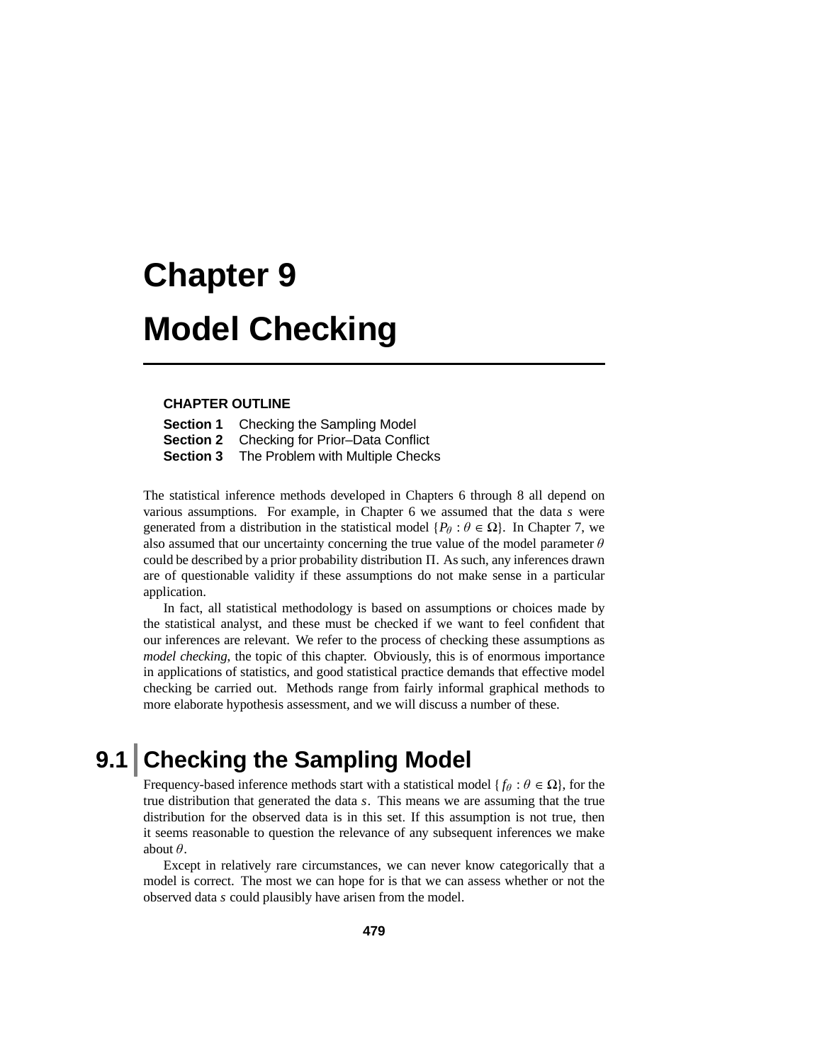# Chapter 9

# Model Checking

**CHAPTER OUTLINE**

**Section 1** Checking the Sampling Model
**Section 2** Checking for Prior–Data Conflict
**Section 3** The Problem with Multiple Checks

The statistical inference methods developed in Chapters 6 through 8 all depend on various assumptions. For example, in Chapter 6 we assumed that the data $s$ were generated from a distribution in the statistical model $\{P_\theta : \theta \in \Omega\}$. In Chapter 7, we also assumed that our uncertainty concerning the true value of the model parameter $\theta$ could be described by a prior probability distribution $\Pi$. As such, any inferences drawn are of questionable validity if these assumptions do not make sense in a particular application.

In fact, all statistical methodology is based on assumptions or choices made by the statistical analyst, and these must be checked if we want to feel confident that our inferences are relevant. We refer to the process of checking these assumptions as *model checking*, the topic of this chapter. Obviously, this is of enormous importance in applications of statistics, and good statistical practice demands that effective model checking be carried out. Methods range from fairly informal graphical methods to more elaborate hypothesis assessment, and we will discuss a number of these.

## 9.1 Checking the Sampling Model

Frequency-based inference methods start with a statistical model $\{f_\theta : \theta \in \Omega\}$, for the true distribution that generated the data $s$. This means we are assuming that the true distribution for the observed data is in this set. If this assumption is not true, then it seems reasonable to question the relevance of any subsequent inferences we make about $\theta$.

Except in relatively rare circumstances, we can never know categorically that a model is correct. The most we can hope for is that we can assess whether or not the observed data $s$ could plausibly have arisen from the model.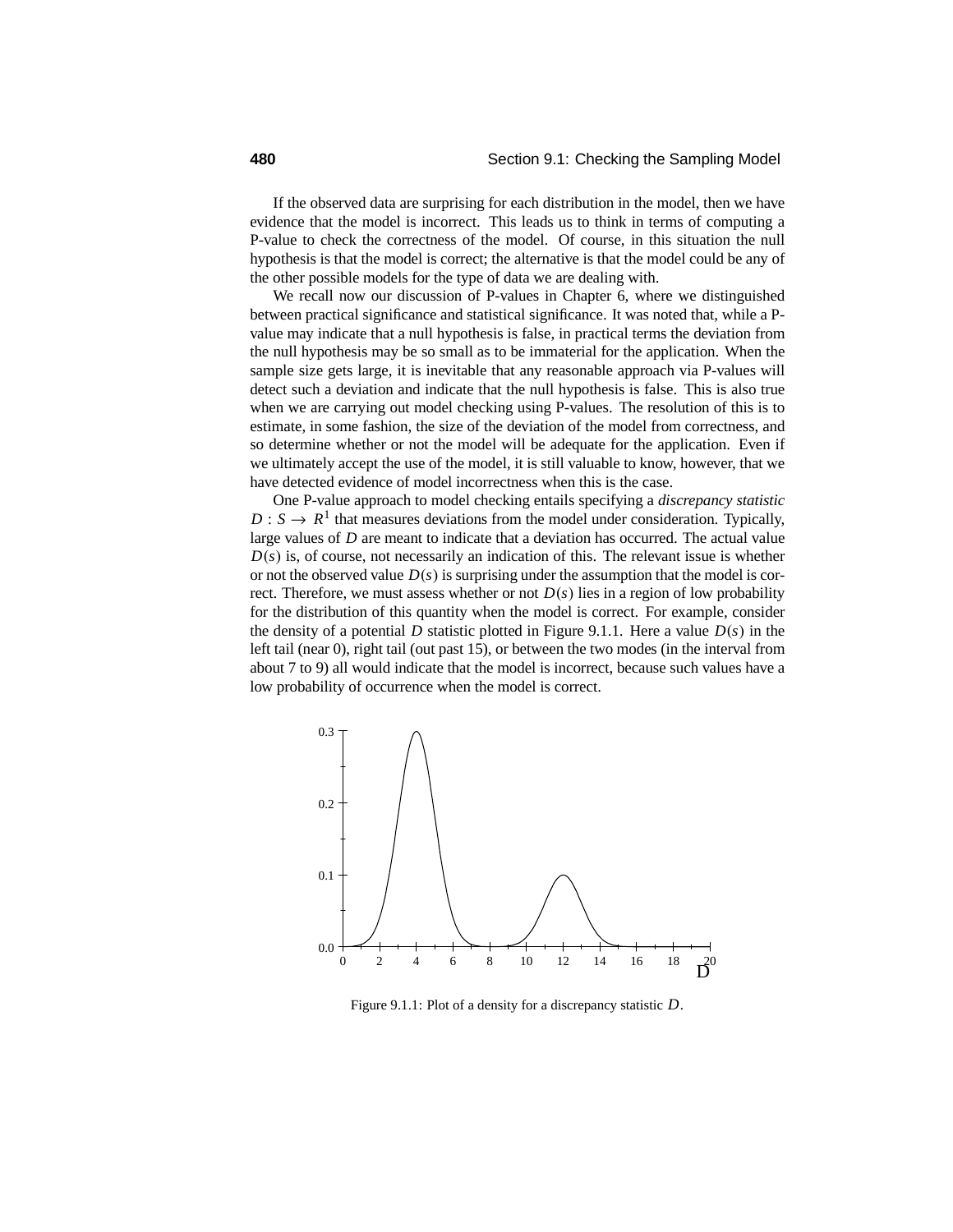If the observed data are surprising for each distribution in the model, then we have evidence that the model is incorrect. This leads us to think in terms of computing a P-value to check the correctness of the model. Of course, in this situation the null hypothesis is that the model is correct; the alternative is that the model could be any of the other possible models for the type of data we are dealing with.

We recall now our discussion of P-values in Chapter 6, where we distinguished between practical significance and statistical significance. It was noted that, while a P-value may indicate that a null hypothesis is false, in practical terms the deviation from the null hypothesis may be so small as to be immaterial for the application. When the sample size gets large, it is inevitable that any reasonable approach via P-values will detect such a deviation and indicate that the null hypothesis is false. This is also true when we are carrying out model checking using P-values. The resolution of this is to estimate, in some fashion, the size of the deviation of the model from correctness, and so determine whether or not the model will be adequate for the application. Even if we ultimately accept the use of the model, it is still valuable to know, however, that we have detected evidence of model incorrectness when this is the case.

One P-value approach to model checking entails specifying a *discrepancy statistic* $D : S \to R^1$ that measures deviations from the model under consideration. Typically, large values of $D$ are meant to indicate that a deviation has occurred. The actual value $D(s)$ is, of course, not necessarily an indication of this. The relevant issue is whether or not the observed value $D(s)$ is surprising under the assumption that the model is correct. Therefore, we must assess whether or not $D(s)$ lies in a region of low probability for the distribution of this quantity when the model is correct. For example, consider the density of a potential $D$ statistic plotted in Figure 9.1.1. Here a value $D(s)$ in the left tail (near 0), right tail (out past 15), or between the two modes (in the interval from about 7 to 9) all would indicate that the model is incorrect, because such values have a low probability of occurrence when the model is correct.

0.3
0.2
0.1
0.0
0 2 4 6 8 10 12 14 16 18 20
D

Figure 9.1.1: Plot of a density for a discrepancy statistic $D$.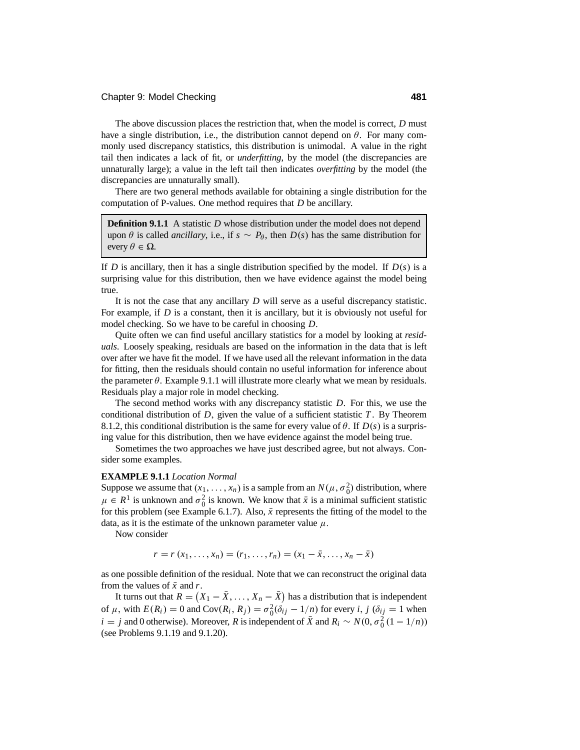The above discussion places the restriction that, when the model is correct, $D$ must have a single distribution, i.e., the distribution cannot depend on $\theta$. For many commonly used discrepancy statistics, this distribution is unimodal. A value in the right tail then indicates a lack of fit, or *underfitting*, by the model (the discrepancies are unnaturally large); a value in the left tail then indicates *overfitting* by the model (the discrepancies are unnaturally small).

There are two general methods available for obtaining a single distribution for the computation of P-values. One method requires that $D$ be ancillary.

> **Definition 9.1.1** A statistic $D$ whose distribution under the model does not depend upon $\theta$ is called *ancillary*, i.e., if $s \sim P_\theta$, then $D(s)$ has the same distribution for every $\theta \in \Omega$.

If $D$ is ancillary, then it has a single distribution specified by the model. If $D(s)$ is a surprising value for this distribution, then we have evidence against the model being true.

It is not the case that any ancillary $D$ will serve as a useful discrepancy statistic. For example, if $D$ is a constant, then it is ancillary, but it is obviously not useful for model checking. So we have to be careful in choosing $D$.

Quite often we can find useful ancillary statistics for a model by looking at *residuals*. Loosely speaking, residuals are based on the information in the data that is left over after we have fit the model. If we have used all the relevant information in the data for fitting, then the residuals should contain no useful information for inference about the parameter $\theta$. Example 9.1.1 will illustrate more clearly what we mean by residuals. Residuals play a major role in model checking.

The second method works with any discrepancy statistic $D$. For this, we use the conditional distribution of $D$, given the value of a sufficient statistic $T$. By Theorem 8.1.2, this conditional distribution is the same for every value of $\theta$. If $D(s)$ is a surprising value for this distribution, then we have evidence against the model being true.

Sometimes the two approaches we have just described agree, but not always. Consider some examples.

**EXAMPLE 9.1.1** *Location Normal*

Suppose we assume that $(x_1, \ldots, x_n)$ is a sample from an $N(\mu, \sigma_0^2)$ distribution, where $\mu \in R^1$ is unknown and $\sigma_0^2$ is known. We know that $\bar{x}$ is a minimal sufficient statistic for this problem (see Example 6.1.7). Also, $\bar{x}$ represents the fitting of the model to the data, as it is the estimate of the unknown parameter value $\mu$.

Now consider

$$r = r(x_1, \ldots, x_n) = (r_1, \ldots, r_n) = (x_1 - \bar{x}, \ldots, x_n - \bar{x})$$

as one possible definition of the residual. Note that we can reconstruct the original data from the values of $\bar{x}$ and $r$.

It turns out that $R = \left(X_1 - \bar{X}, \ldots, X_n - \bar{X}\right)$ has a distribution that is independent of $\mu$, with $E(R_i) = 0$ and $\text{Cov}(R_i, R_j) = \sigma_0^2(\delta_{ij} - 1/n)$ for every $i, j$ ($\delta_{ij} = 1$ when $i = j$ and 0 otherwise). Moreover, $R$ is independent of $\bar{X}$ and $R_i \sim N(0, \sigma_0^2(1 - 1/n))$ (see Problems 9.1.19 and 9.1.20).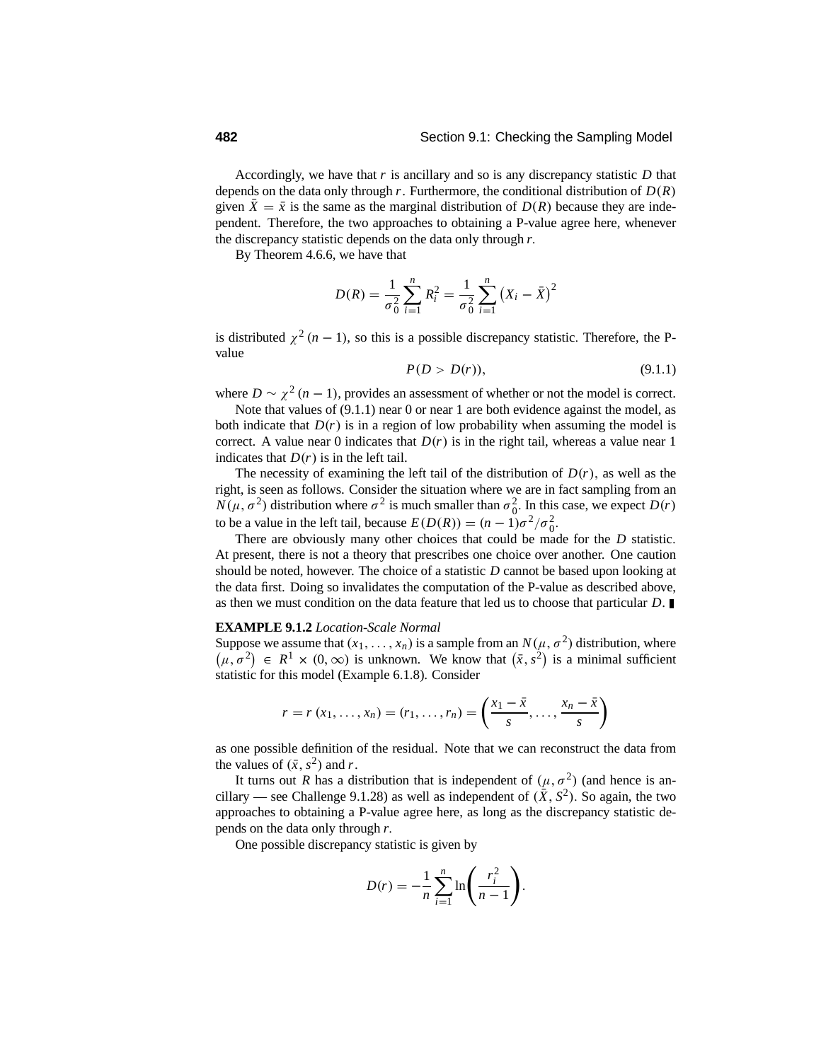Accordingly, we have that $r$ is ancillary and so is any discrepancy statistic $D$ that depends on the data only through $r$. Furthermore, the conditional distribution of $D(R)$ given $\bar{X} = \bar{x}$ is the same as the marginal distribution of $D(R)$ because they are independent. Therefore, the two approaches to obtaining a P-value agree here, whenever the discrepancy statistic depends on the data only through $r$.

By Theorem 4.6.6, we have that

$$D(R) = \frac{1}{\sigma_0^2} \sum_{i=1}^{n} R_i^2 = \frac{1}{\sigma_0^2} \sum_{i=1}^{n} \left(X_i - \bar{X}\right)^2$$

is distributed $\chi^2(n-1)$, so this is a possible discrepancy statistic. Therefore, the P-value

$$P(D > D(r)), \tag{9.1.1}$$

where $D \sim \chi^2(n-1)$, provides an assessment of whether or not the model is correct.

Note that values of (9.1.1) near 0 or near 1 are both evidence against the model, as both indicate that $D(r)$ is in a region of low probability when assuming the model is correct. A value near 0 indicates that $D(r)$ is in the right tail, whereas a value near 1 indicates that $D(r)$ is in the left tail.

The necessity of examining the left tail of the distribution of $D(r)$, as well as the right, is seen as follows. Consider the situation where we are in fact sampling from an $N(\mu, \sigma^2)$ distribution where $\sigma^2$ is much smaller than $\sigma_0^2$. In this case, we expect $D(r)$ to be a value in the left tail, because $E(D(R)) = (n-1)\sigma^2/\sigma_0^2$.

There are obviously many other choices that could be made for the $D$ statistic. At present, there is not a theory that prescribes one choice over another. One caution should be noted, however. The choice of a statistic $D$ cannot be based upon looking at the data first. Doing so invalidates the computation of the P-value as described above, as then we must condition on the data feature that led us to choose that particular $D$. ■

**EXAMPLE 9.1.2** *Location-Scale Normal*

Suppose we assume that $(x_1, \ldots, x_n)$ is a sample from an $N(\mu, \sigma^2)$ distribution, where $\left(\mu, \sigma^2\right) \in R^1 \times (0, \infty)$ is unknown. We know that $\left(\bar{x}, s^2\right)$ is a minimal sufficient statistic for this model (Example 6.1.8). Consider

$$r = r\,(x_1, \ldots, x_n) = (r_1, \ldots, r_n) = \left(\frac{x_1 - \bar{x}}{s}, \ldots, \frac{x_n - \bar{x}}{s}\right)$$

as one possible definition of the residual. Note that we can reconstruct the data from the values of $(\bar{x}, s^2)$ and $r$.

It turns out $R$ has a distribution that is independent of $(\mu, \sigma^2)$ (and hence is ancillary — see Challenge 9.1.28) as well as independent of $(\bar{X}, S^2)$. So again, the two approaches to obtaining a P-value agree here, as long as the discrepancy statistic depends on the data only through $r$.

One possible discrepancy statistic is given by

$$D(r) = -\frac{1}{n} \sum_{i=1}^{n} \ln\left(\frac{r_i^2}{n-1}\right).$$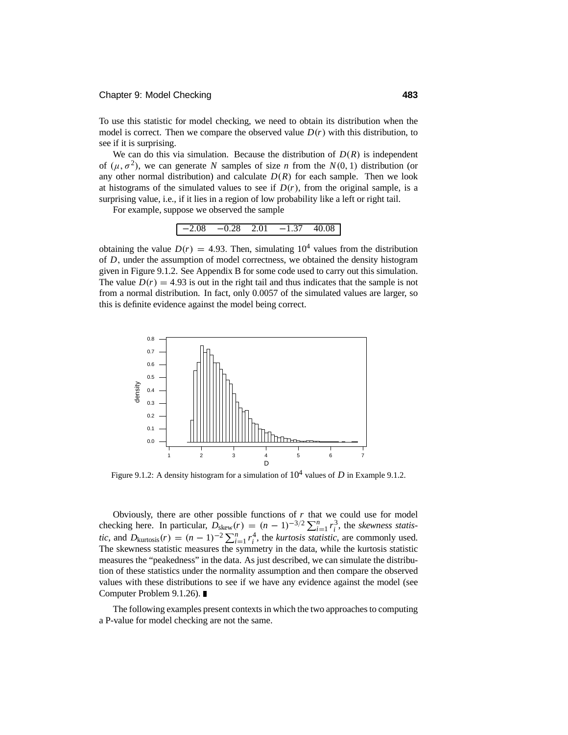To use this statistic for model checking, we need to obtain its distribution when the model is correct. Then we compare the observed value $D(r)$ with this distribution, to see if it is surprising.

We can do this via simulation. Because the distribution of $D(R)$ is independent of $(\mu, \sigma^2)$, we can generate $N$ samples of size $n$ from the $N(0, 1)$ distribution (or any other normal distribution) and calculate $D(R)$ for each sample. Then we look at histograms of the simulated values to see if $D(r)$, from the original sample, is a surprising value, i.e., if it lies in a region of low probability like a left or right tail.

For example, suppose we observed the sample

| −2.08 | −0.28 | 2.01 | −1.37 | 40.08 |
|---|---|---|---|---|

obtaining the value $D(r) = 4.93$. Then, simulating $10^4$ values from the distribution of $D$, under the assumption of model correctness, we obtained the density histogram given in Figure 9.1.2. See Appendix B for some code used to carry out this simulation. The value $D(r) = 4.93$ is out in the right tail and thus indicates that the sample is not from a normal distribution. In fact, only 0.0057 of the simulated values are larger, so this is definite evidence against the model being correct.

Figure 9.1.2: A density histogram for a simulation of $10^4$ values of $D$ in Example 9.1.2.

Obviously, there are other possible functions of $r$ that we could use for model checking here. In particular, $D_{\text{skew}}(r) = (n-1)^{-3/2} \sum_{i=1}^{n} r_i^3$, the *skewness statistic*, and $D_{\text{kurtosis}}(r) = (n-1)^{-2} \sum_{i=1}^{n} r_i^4$, the *kurtosis statistic*, are commonly used. The skewness statistic measures the symmetry in the data, while the kurtosis statistic measures the "peakedness" in the data. As just described, we can simulate the distribution of these statistics under the normality assumption and then compare the observed values with these distributions to see if we have any evidence against the model (see Computer Problem 9.1.26). ∎

The following examples present contexts in which the two approaches to computing a P-value for model checking are not the same.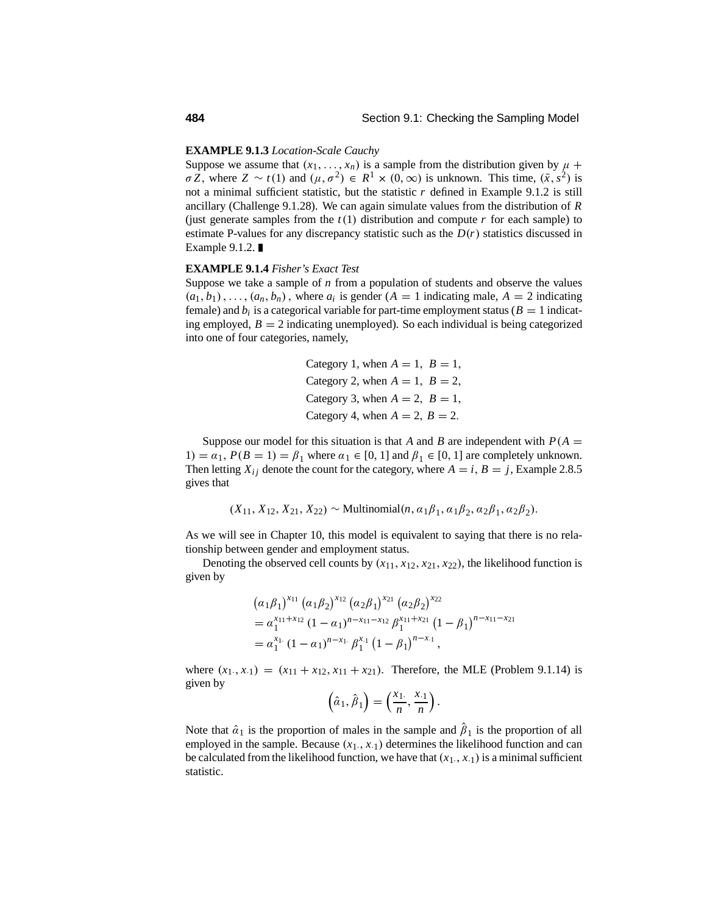**EXAMPLE 9.1.3** *Location-Scale Cauchy*

Suppose we assume that $(x_1, \ldots, x_n)$ is a sample from the distribution given by $\mu + \sigma Z$, where $Z \sim t(1)$ and $(\mu, \sigma^2) \in R^1 \times (0, \infty)$ is unknown. This time, $(\bar{x}, s^2)$ is not a minimal sufficient statistic, but the statistic $r$ defined in Example 9.1.2 is still ancillary (Challenge 9.1.28). We can again simulate values from the distribution of $R$ (just generate samples from the $t(1)$ distribution and compute $r$ for each sample) to estimate P-values for any discrepancy statistic such as the $D(r)$ statistics discussed in Example 9.1.2. ∎

**EXAMPLE 9.1.4** *Fisher's Exact Test*

Suppose we take a sample of $n$ from a population of students and observe the values $(a_1, b_1), \ldots, (a_n, b_n)$, where $a_i$ is gender ($A = 1$ indicating male, $A = 2$ indicating female) and $b_i$ is a categorical variable for part-time employment status ($B = 1$ indicating employed, $B = 2$ indicating unemployed). So each individual is being categorized into one of four categories, namely,

$$\begin{aligned}
&\text{Category 1, when } A = 1,\ B = 1,\\
&\text{Category 2, when } A = 1,\ B = 2,\\
&\text{Category 3, when } A = 2,\ B = 1,\\
&\text{Category 4, when } A = 2,\ B = 2.
\end{aligned}$$

Suppose our model for this situation is that $A$ and $B$ are independent with $P(A = 1) = \alpha_1$, $P(B = 1) = \beta_1$ where $\alpha_1 \in [0, 1]$ and $\beta_1 \in [0, 1]$ are completely unknown. Then letting $X_{ij}$ denote the count for the category, where $A = i$, $B = j$, Example 2.8.5 gives that

$$(X_{11}, X_{12}, X_{21}, X_{22}) \sim \text{Multinomial}(n, \alpha_1\beta_1, \alpha_1\beta_2, \alpha_2\beta_1, \alpha_2\beta_2).$$

As we will see in Chapter 10, this model is equivalent to saying that there is no relationship between gender and employment status.

Denoting the observed cell counts by $(x_{11}, x_{12}, x_{21}, x_{22})$, the likelihood function is given by

$$\begin{aligned}
&\left(\alpha_1\beta_1\right)^{x_{11}} \left(\alpha_1\beta_2\right)^{x_{12}} \left(\alpha_2\beta_1\right)^{x_{21}} \left(\alpha_2\beta_2\right)^{x_{22}}\\
&= \alpha_1^{x_{11}+x_{12}} \left(1-\alpha_1\right)^{n-x_{11}-x_{12}} \beta_1^{x_{11}+x_{21}} \left(1-\beta_1\right)^{n-x_{11}-x_{21}}\\
&= \alpha_1^{x_{1\cdot}} \left(1-\alpha_1\right)^{n-x_{1\cdot}} \beta_1^{x_{\cdot 1}} \left(1-\beta_1\right)^{n-x_{\cdot 1}},
\end{aligned}$$

where $(x_{1\cdot}, x_{\cdot 1}) = (x_{11} + x_{12}, x_{11} + x_{21})$. Therefore, the MLE (Problem 9.1.14) is given by

$$\left(\hat{\alpha}_1, \hat{\beta}_1\right) = \left(\frac{x_{1\cdot}}{n}, \frac{x_{\cdot 1}}{n}\right).$$

Note that $\hat{\alpha}_1$ is the proportion of males in the sample and $\hat{\beta}_1$ is the proportion of all employed in the sample. Because $(x_{1\cdot}, x_{\cdot 1})$ determines the likelihood function and can be calculated from the likelihood function, we have that $(x_{1\cdot}, x_{\cdot 1})$ is a minimal sufficient statistic.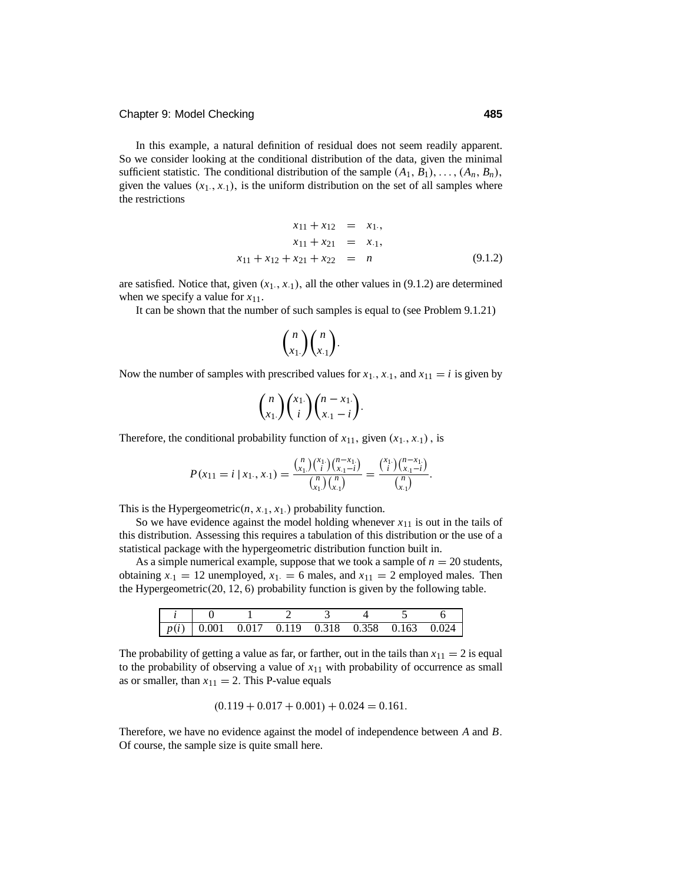In this example, a natural definition of residual does not seem readily apparent. So we consider looking at the conditional distribution of the data, given the minimal sufficient statistic. The conditional distribution of the sample $(A_1, B_1), \ldots, (A_n, B_n)$, given the values $(x_{1\cdot}, x_{\cdot 1})$, is the uniform distribution on the set of all samples where the restrictions

$$
\begin{aligned}
x_{11} + x_{12} &= x_{1\cdot}, \\
x_{11} + x_{21} &= x_{\cdot 1}, \\
x_{11} + x_{12} + x_{21} + x_{22} &= n
\end{aligned}
\tag{9.1.2}
$$

are satisfied. Notice that, given $(x_{1\cdot}, x_{\cdot 1})$, all the other values in (9.1.2) are determined when we specify a value for $x_{11}$.

It can be shown that the number of such samples is equal to (see Problem 9.1.21)

$$\binom{n}{x_{1\cdot}}\binom{n}{x_{\cdot 1}}.$$

Now the number of samples with prescribed values for $x_{1\cdot}$, $x_{\cdot 1}$, and $x_{11} = i$ is given by

$$\binom{n}{x_{1\cdot}}\binom{x_{1\cdot}}{i}\binom{n - x_{1\cdot}}{x_{\cdot 1} - i}.$$

Therefore, the conditional probability function of $x_{11}$, given $(x_{1\cdot}, x_{\cdot 1})$, is

$$P(x_{11} = i \mid x_{1\cdot}, x_{\cdot 1}) = \frac{\binom{n}{x_{1\cdot}}\binom{x_{1\cdot}}{i}\binom{n-x_{1\cdot}}{x_{\cdot 1}-i}}{\binom{n}{x_{1\cdot}}\binom{n}{x_{\cdot 1}}} = \frac{\binom{x_{1\cdot}}{i}\binom{n-x_{1\cdot}}{x_{\cdot 1}-i}}{\binom{n}{x_{\cdot 1}}}.$$

This is the Hypergeometric$(n, x_{\cdot 1}, x_{1\cdot})$ probability function.

So we have evidence against the model holding whenever $x_{11}$ is out in the tails of this distribution. Assessing this requires a tabulation of this distribution or the use of a statistical package with the hypergeometric distribution function built in.

As a simple numerical example, suppose that we took a sample of $n = 20$ students, obtaining $x_{\cdot 1} = 12$ unemployed, $x_{1\cdot} = 6$ males, and $x_{11} = 2$ employed males. Then the Hypergeometric(20, 12, 6) probability function is given by the following table.

| $i$ | 0 | 1 | 2 | 3 | 4 | 5 | 6 |
|---|---|---|---|---|---|---|---|
| $p(i)$ | 0.001 | 0.017 | 0.119 | 0.318 | 0.358 | 0.163 | 0.024 |

The probability of getting a value as far, or farther, out in the tails than $x_{11} = 2$ is equal to the probability of observing a value of $x_{11}$ with probability of occurrence as small as or smaller, than $x_{11} = 2$. This P-value equals

$$(0.119 + 0.017 + 0.001) + 0.024 = 0.161.$$

Therefore, we have no evidence against the model of independence between $A$ and $B$. Of course, the sample size is quite small here.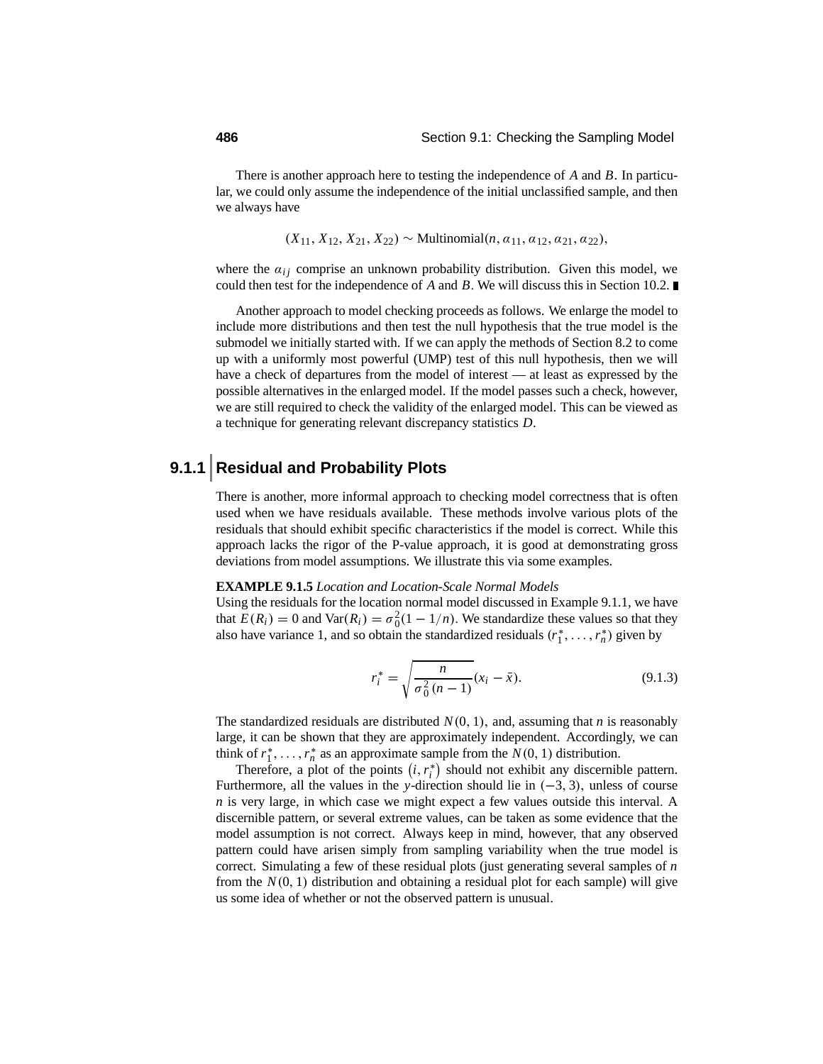There is another approach here to testing the independence of $A$ and $B$. In particular, we could only assume the independence of the initial unclassified sample, and then we always have

$$(X_{11}, X_{12}, X_{21}, X_{22}) \sim \text{Multinomial}(n, \alpha_{11}, \alpha_{12}, \alpha_{21}, \alpha_{22}),$$

where the $\alpha_{ij}$ comprise an unknown probability distribution. Given this model, we could then test for the independence of $A$ and $B$. We will discuss this in Section 10.2. ∎

Another approach to model checking proceeds as follows. We enlarge the model to include more distributions and then test the null hypothesis that the true model is the submodel we initially started with. If we can apply the methods of Section 8.2 to come up with a uniformly most powerful (UMP) test of this null hypothesis, then we will have a check of departures from the model of interest — at least as expressed by the possible alternatives in the enlarged model. If the model passes such a check, however, we are still required to check the validity of the enlarged model. This can be viewed as a technique for generating relevant discrepancy statistics $D$.

## 9.1.1 Residual and Probability Plots

There is another, more informal approach to checking model correctness that is often used when we have residuals available. These methods involve various plots of the residuals that should exhibit specific characteristics if the model is correct. While this approach lacks the rigor of the P-value approach, it is good at demonstrating gross deviations from model assumptions. We illustrate this via some examples.

**EXAMPLE 9.1.5** *Location and Location-Scale Normal Models*
Using the residuals for the location normal model discussed in Example 9.1.1, we have that $E(R_i) = 0$ and $\text{Var}(R_i) = \sigma_0^2(1 - 1/n)$. We standardize these values so that they also have variance 1, and so obtain the standardized residuals $(r_1^*, \ldots, r_n^*)$ given by

$$r_i^* = \sqrt{\frac{n}{\sigma_0^2(n-1)}}(x_i - \bar{x}). \tag{9.1.3}$$

The standardized residuals are distributed $N(0, 1)$, and, assuming that $n$ is reasonably large, it can be shown that they are approximately independent. Accordingly, we can think of $r_1^*, \ldots, r_n^*$ as an approximate sample from the $N(0, 1)$ distribution.

Therefore, a plot of the points $(i, r_i^*)$ should not exhibit any discernible pattern. Furthermore, all the values in the $y$-direction should lie in $(-3, 3)$, unless of course $n$ is very large, in which case we might expect a few values outside this interval. A discernible pattern, or several extreme values, can be taken as some evidence that the model assumption is not correct. Always keep in mind, however, that any observed pattern could have arisen simply from sampling variability when the true model is correct. Simulating a few of these residual plots (just generating several samples of $n$ from the $N(0, 1)$ distribution and obtaining a residual plot for each sample) will give us some idea of whether or not the observed pattern is unusual.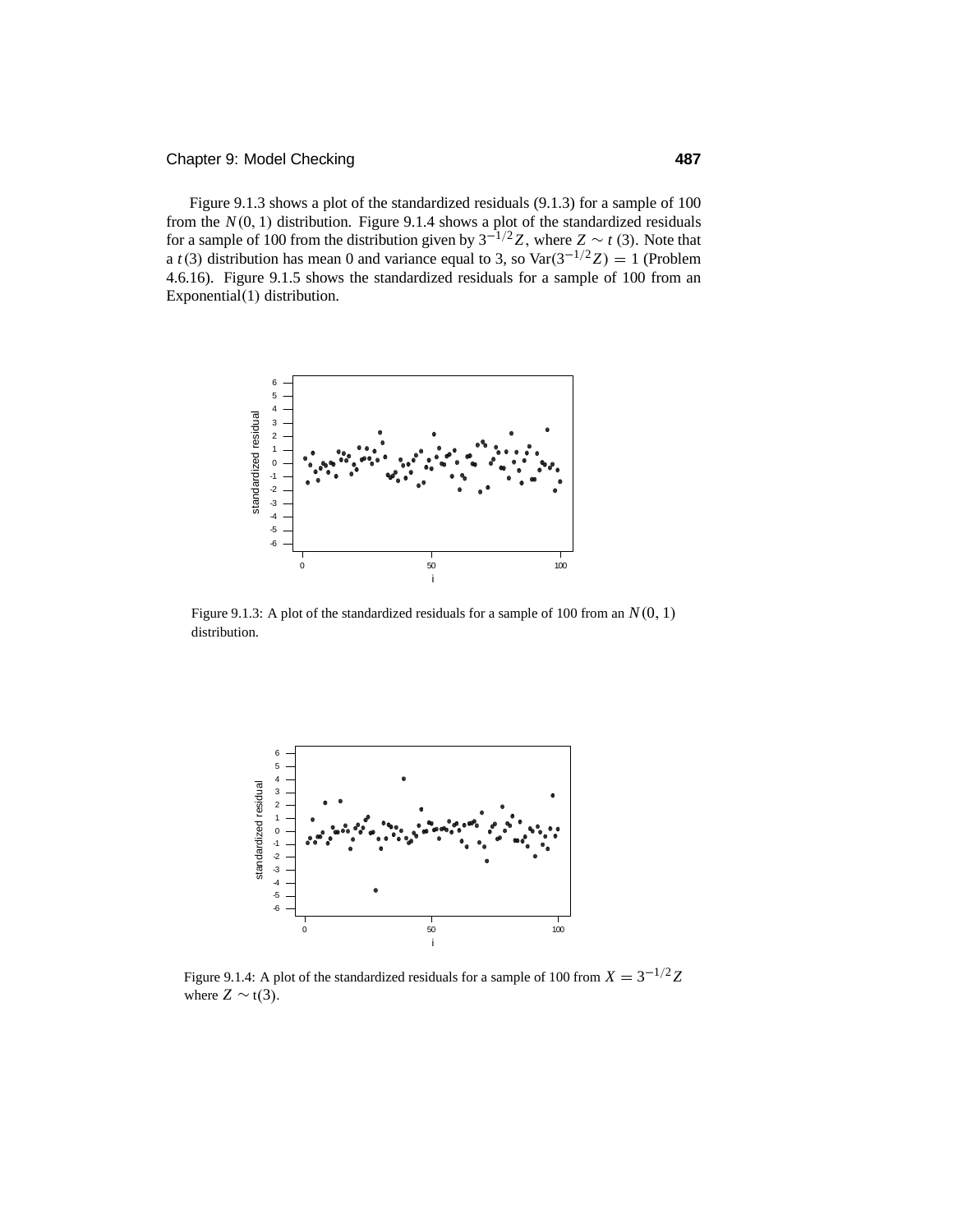Figure 9.1.3 shows a plot of the standardized residuals (9.1.3) for a sample of 100 from the $N(0, 1)$ distribution. Figure 9.1.4 shows a plot of the standardized residuals for a sample of 100 from the distribution given by $3^{-1/2}Z$, where $Z \sim t(3)$. Note that a $t(3)$ distribution has mean 0 and variance equal to 3, so $\text{Var}(3^{-1/2}Z) = 1$ (Problem 4.6.16). Figure 9.1.5 shows the standardized residuals for a sample of 100 from an Exponential(1) distribution.

Figure 9.1.3: A plot of the standardized residuals for a sample of 100 from an $N(0, 1)$ distribution.

Figure 9.1.4: A plot of the standardized residuals for a sample of 100 from $X = 3^{-1/2}Z$ where $Z \sim \text{t}(3)$.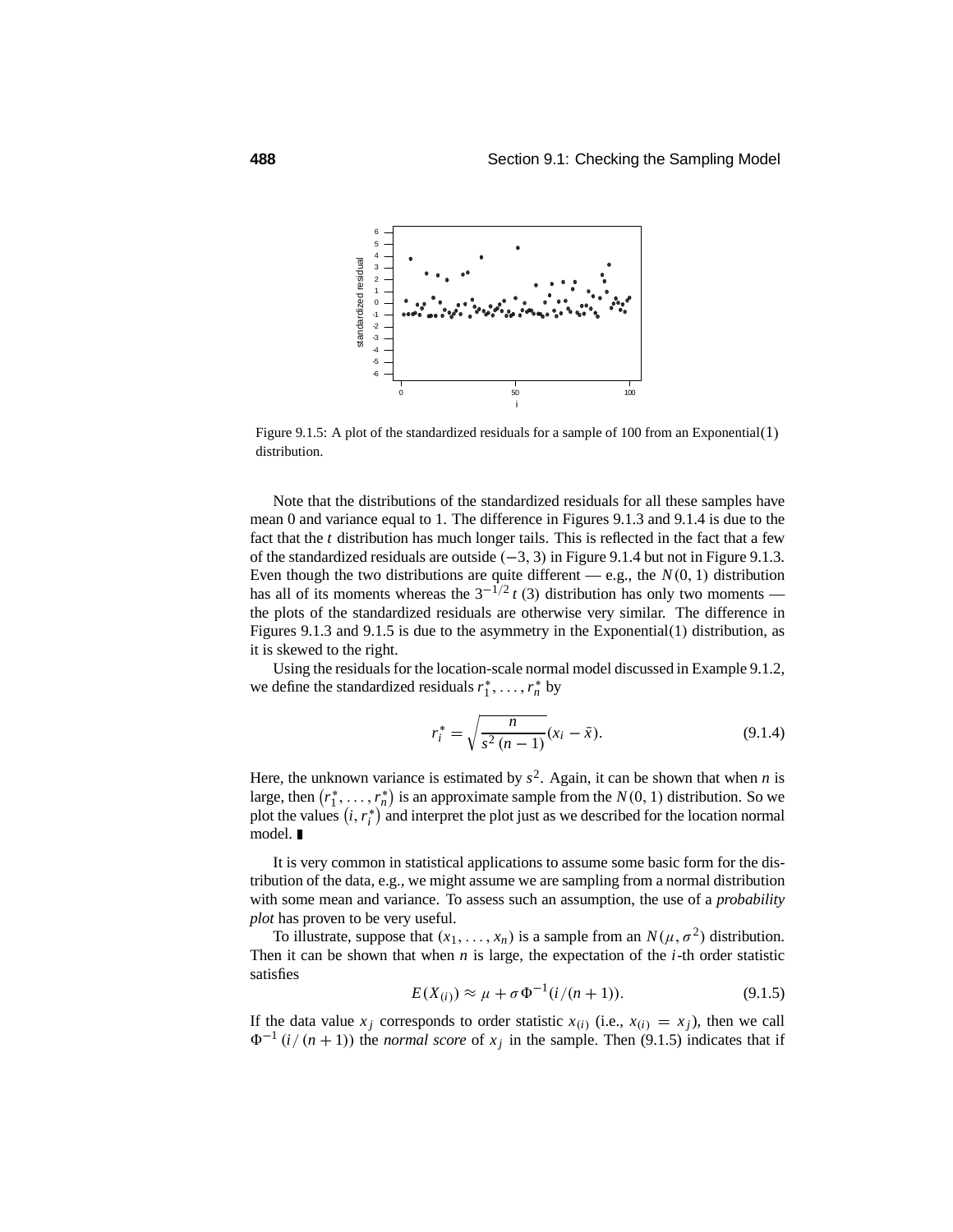Figure 9.1.5: A plot of the standardized residuals for a sample of 100 from an Exponential(1) distribution.

Note that the distributions of the standardized residuals for all these samples have mean 0 and variance equal to 1. The difference in Figures 9.1.3 and 9.1.4 is due to the fact that the $t$ distribution has much longer tails. This is reflected in the fact that a few of the standardized residuals are outside $(-3, 3)$ in Figure 9.1.4 but not in Figure 9.1.3. Even though the two distributions are quite different — e.g., the $N(0, 1)$ distribution has all of its moments whereas the $3^{-1/2}\,t\,(3)$ distribution has only two moments — the plots of the standardized residuals are otherwise very similar. The difference in Figures 9.1.3 and 9.1.5 is due to the asymmetry in the Exponential(1) distribution, as it is skewed to the right.

Using the residuals for the location-scale normal model discussed in Example 9.1.2, we define the standardized residuals $r_1^*, \ldots, r_n^*$ by

$$r_i^* = \sqrt{\frac{n}{s^2\,(n-1)}}(x_i - \bar{x}). \tag{9.1.4}$$

Here, the unknown variance is estimated by $s^2$. Again, it can be shown that when $n$ is large, then $\left(r_1^*, \ldots, r_n^*\right)$ is an approximate sample from the $N(0, 1)$ distribution. So we plot the values $\left(i, r_i^*\right)$ and interpret the plot just as we described for the location normal model. ∎

It is very common in statistical applications to assume some basic form for the distribution of the data, e.g., we might assume we are sampling from a normal distribution with some mean and variance. To assess such an assumption, the use of a *probability plot* has proven to be very useful.

To illustrate, suppose that $(x_1, \ldots, x_n)$ is a sample from an $N(\mu, \sigma^2)$ distribution. Then it can be shown that when $n$ is large, the expectation of the $i$-th order statistic satisfies

$$E(X_{(i)}) \approx \mu + \sigma\,\Phi^{-1}(i/(n+1)). \tag{9.1.5}$$

If the data value $x_j$ corresponds to order statistic $x_{(i)}$ (i.e., $x_{(i)} = x_j$), then we call $\Phi^{-1}\,(i/\,(n+1))$ the *normal score* of $x_j$ in the sample. Then (9.1.5) indicates that if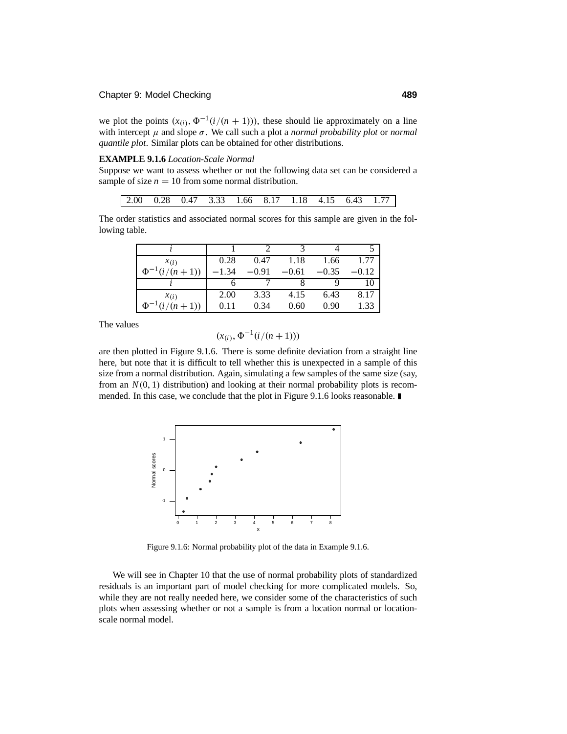we plot the points $(x_{(i)}, \Phi^{-1}(i/(n+1)))$, these should lie approximately on a line with intercept $\mu$ and slope $\sigma$. We call such a plot a *normal probability plot* or *normal quantile plot*. Similar plots can be obtained for other distributions.

**EXAMPLE 9.1.6** *Location-Scale Normal*

Suppose we want to assess whether or not the following data set can be considered a sample of size $n = 10$ from some normal distribution.

| 2.00 | 0.28 | 0.47 | 3.33 | 1.66 | 8.17 | 1.18 | 4.15 | 6.43 | 1.77 |
|---|---|---|---|---|---|---|---|---|---|

The order statistics and associated normal scores for this sample are given in the following table.

| $i$ | 1 | 2 | 3 | 4 | 5 |
|---|---|---|---|---|---|
| $x_{(i)}$ | 0.28 | 0.47 | 1.18 | 1.66 | 1.77 |
| $\Phi^{-1}(i/(n+1))$ | $-1.34$ | $-0.91$ | $-0.61$ | $-0.35$ | $-0.12$ |
| $i$ | 6 | 7 | 8 | 9 | 10 |
| $x_{(i)}$ | 2.00 | 3.33 | 4.15 | 6.43 | 8.17 |
| $\Phi^{-1}(i/(n+1))$ | 0.11 | 0.34 | 0.60 | 0.90 | 1.33 |

The values

$$(x_{(i)}, \Phi^{-1}(i/(n+1)))$$

are then plotted in Figure 9.1.6. There is some definite deviation from a straight line here, but note that it is difficult to tell whether this is unexpected in a sample of this size from a normal distribution. Again, simulating a few samples of the same size (say, from an $N(0, 1)$ distribution) and looking at their normal probability plots is recommended. In this case, we conclude that the plot in Figure 9.1.6 looks reasonable. ∎

Figure 9.1.6: Normal probability plot of the data in Example 9.1.6.

We will see in Chapter 10 that the use of normal probability plots of standardized residuals is an important part of model checking for more complicated models. So, while they are not really needed here, we consider some of the characteristics of such plots when assessing whether or not a sample is from a location normal or location-scale normal model.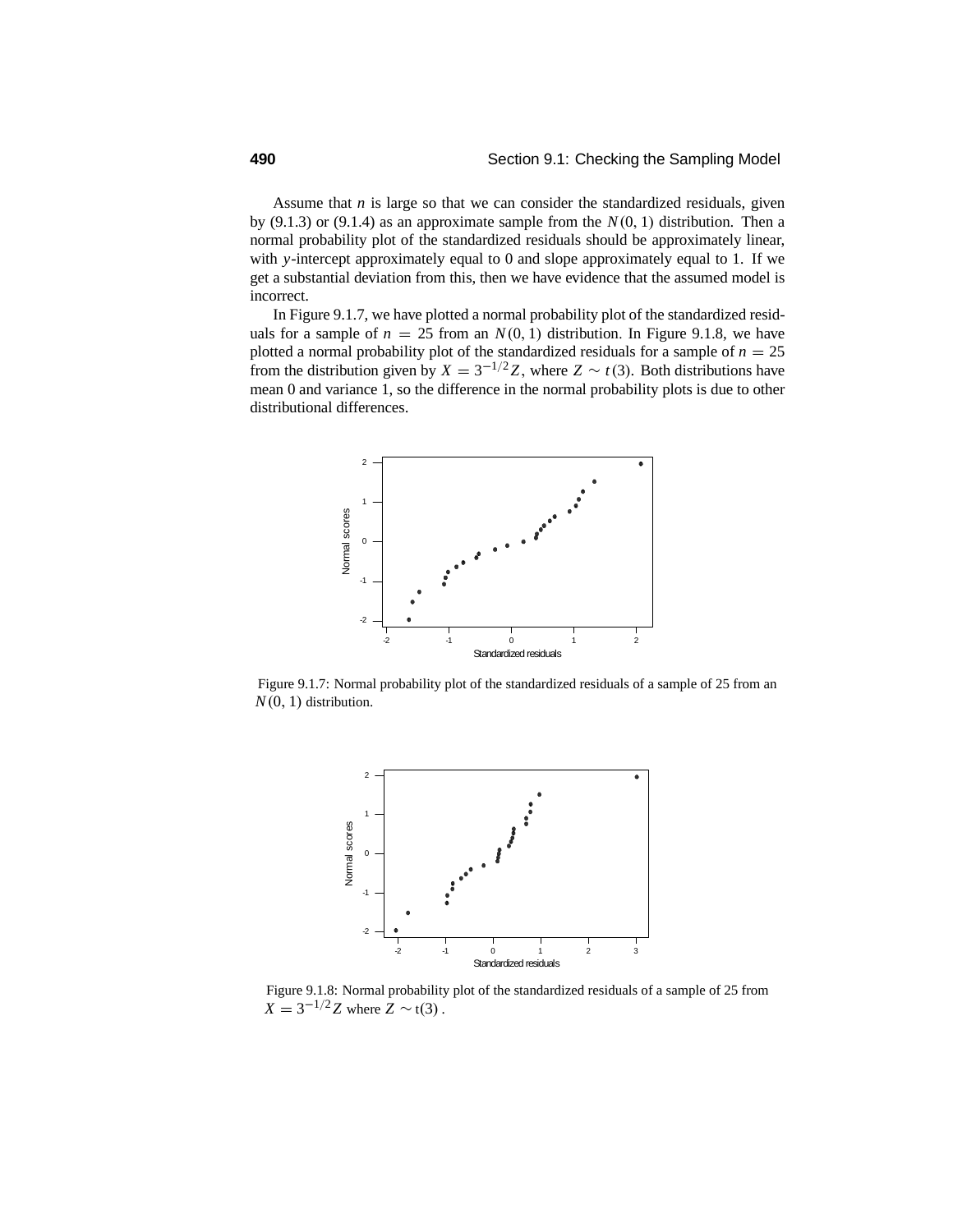Assume that $n$ is large so that we can consider the standardized residuals, given by (9.1.3) or (9.1.4) as an approximate sample from the $N(0, 1)$ distribution. Then a normal probability plot of the standardized residuals should be approximately linear, with $y$-intercept approximately equal to 0 and slope approximately equal to 1. If we get a substantial deviation from this, then we have evidence that the assumed model is incorrect.

In Figure 9.1.7, we have plotted a normal probability plot of the standardized residuals for a sample of $n = 25$ from an $N(0, 1)$ distribution. In Figure 9.1.8, we have plotted a normal probability plot of the standardized residuals for a sample of $n = 25$ from the distribution given by $X = 3^{-1/2}Z$, where $Z \sim t(3)$. Both distributions have mean 0 and variance 1, so the difference in the normal probability plots is due to other distributional differences.

Figure 9.1.7: Normal probability plot of the standardized residuals of a sample of 25 from an $N(0, 1)$ distribution.

Figure 9.1.8: Normal probability plot of the standardized residuals of a sample of 25 from $X = 3^{-1/2}Z$ where $Z \sim \text{t}(3)$ .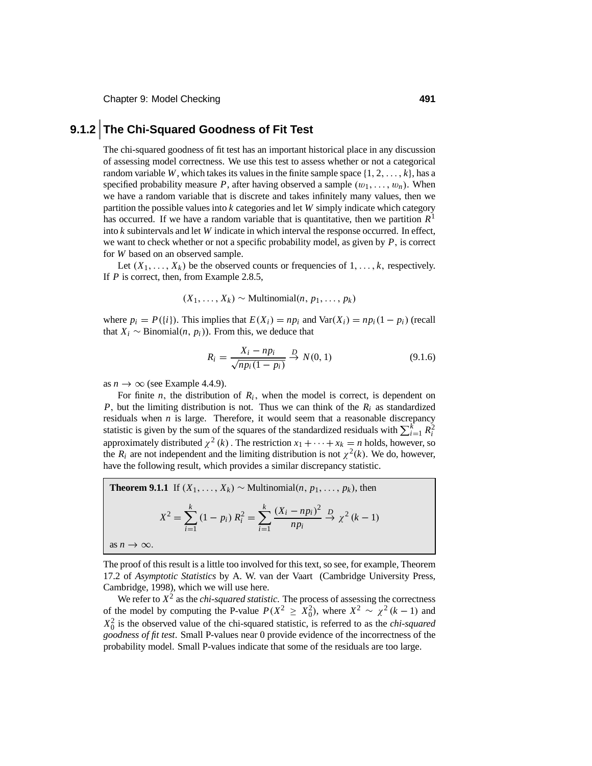## 9.1.2 The Chi-Squared Goodness of Fit Test

The chi-squared goodness of fit test has an important historical place in any discussion of assessing model correctness. We use this test to assess whether or not a categorical random variable $W$, which takes its values in the finite sample space $\{1, 2, \ldots, k\}$, has a specified probability measure $P$, after having observed a sample $(\omega_1, \ldots, \omega_n)$. When we have a random variable that is discrete and takes infinitely many values, then we partition the possible values into $k$ categories and let $W$ simply indicate which category has occurred. If we have a random variable that is quantitative, then we partition $R^1$ into $k$ subintervals and let $W$ indicate in which interval the response occurred. In effect, we want to check whether or not a specific probability model, as given by $P$, is correct for $W$ based on an observed sample.

Let $(X_1, \ldots, X_k)$ be the observed counts or frequencies of $1, \ldots, k$, respectively. If $P$ is correct, then, from Example 2.8.5,

$$(X_1, \ldots, X_k) \sim \text{Multinomial}(n, p_1, \ldots, p_k)$$

where $p_i = P(\{i\})$. This implies that $E(X_i) = np_i$ and $\text{Var}(X_i) = np_i(1 - p_i)$ (recall that $X_i \sim \text{Binomial}(n, p_i)$). From this, we deduce that

$$R_i = \frac{X_i - np_i}{\sqrt{np_i(1 - p_i)}} \xrightarrow{D} N(0, 1) \tag{9.1.6}$$

as $n \to \infty$ (see Example 4.4.9).

For finite $n$, the distribution of $R_i$, when the model is correct, is dependent on $P$, but the limiting distribution is not. Thus we can think of the $R_i$ as standardized residuals when $n$ is large. Therefore, it would seem that a reasonable discrepancy statistic is given by the sum of the squares of the standardized residuals with $\sum_{i=1}^{k} R_i^2$ approximately distributed $\chi^2(k)$. The restriction $x_1 + \cdots + x_k = n$ holds, however, so the $R_i$ are not independent and the limiting distribution is not $\chi^2(k)$. We do, however, have the following result, which provides a similar discrepancy statistic.

**Theorem 9.1.1** If $(X_1, \ldots, X_k) \sim \text{Multinomial}(n, p_1, \ldots, p_k)$, then

$$X^2 = \sum_{i=1}^{k} (1 - p_i) R_i^2 = \sum_{i=1}^{k} \frac{(X_i - np_i)^2}{np_i} \xrightarrow{D} \chi^2(k - 1)$$

as $n \to \infty$.

The proof of this result is a little too involved for this text, so see, for example, Theorem 17.2 of *Asymptotic Statistics* by A. W. van der Vaart (Cambridge University Press, Cambridge, 1998), which we will use here.

We refer to $X^2$ as the *chi-squared statistic*. The process of assessing the correctness of the model by computing the P-value $P(X^2 \geq X_0^2)$, where $X^2 \sim \chi^2(k - 1)$ and $X_0^2$ is the observed value of the chi-squared statistic, is referred to as the *chi-squared goodness of fit test*. Small P-values near 0 provide evidence of the incorrectness of the probability model. Small P-values indicate that some of the residuals are too large.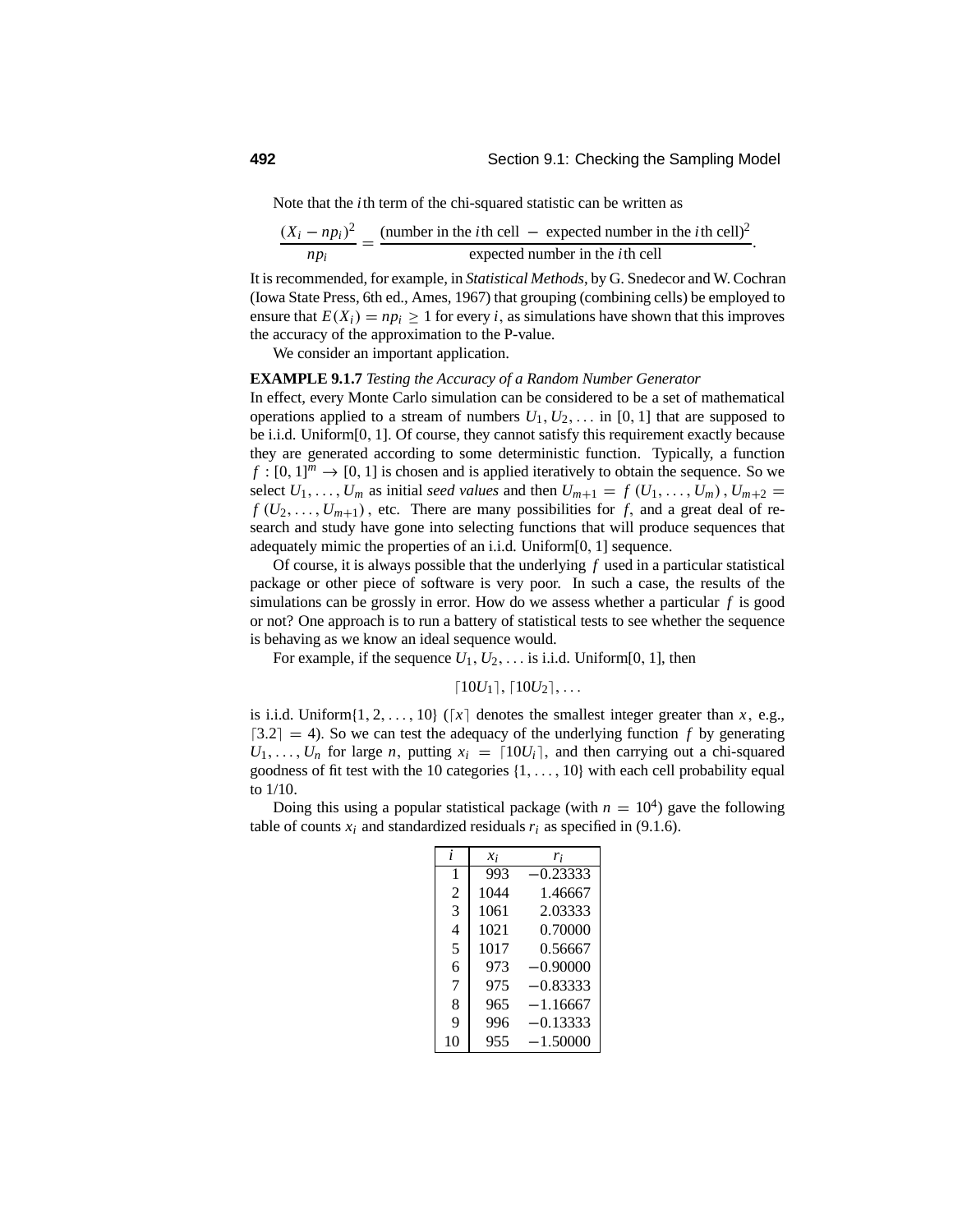Note that the $i$th term of the chi-squared statistic can be written as

$$\frac{(X_i - np_i)^2}{np_i} = \frac{(\text{number in the } i\text{th cell } - \text{ expected number in the } i\text{th cell})^2}{\text{expected number in the } i\text{th cell}}.$$

It is recommended, for example, in *Statistical Methods*, by G. Snedecor and W. Cochran (Iowa State Press, 6th ed., Ames, 1967) that grouping (combining cells) be employed to ensure that $E(X_i) = np_i \geq 1$ for every $i$, as simulations have shown that this improves the accuracy of the approximation to the P-value.

We consider an important application.

**EXAMPLE 9.1.7** *Testing the Accuracy of a Random Number Generator*

In effect, every Monte Carlo simulation can be considered to be a set of mathematical operations applied to a stream of numbers $U_1, U_2, \ldots$ in $[0, 1]$ that are supposed to be i.i.d. Uniform[0, 1]. Of course, they cannot satisfy this requirement exactly because they are generated according to some deterministic function. Typically, a function $f : [0, 1]^m \to [0, 1]$ is chosen and is applied iteratively to obtain the sequence. So we select $U_1, \ldots, U_m$ as initial *seed values* and then $U_{m+1} = f(U_1, \ldots, U_m)$, $U_{m+2} = f(U_2, \ldots, U_{m+1})$, etc. There are many possibilities for $f$, and a great deal of research and study have gone into selecting functions that will produce sequences that adequately mimic the properties of an i.i.d. Uniform[0, 1] sequence.

Of course, it is always possible that the underlying $f$ used in a particular statistical package or other piece of software is very poor. In such a case, the results of the simulations can be grossly in error. How do we assess whether a particular $f$ is good or not? One approach is to run a battery of statistical tests to see whether the sequence is behaving as we know an ideal sequence would.

For example, if the sequence $U_1, U_2, \ldots$ is i.i.d. Uniform[0, 1], then

$$\lceil 10U_1 \rceil, \lceil 10U_2 \rceil, \ldots$$

is i.i.d. Uniform$\{1, 2, \ldots, 10\}$ ($\lceil x \rceil$ denotes the smallest integer greater than $x$, e.g., $\lceil 3.2 \rceil = 4$). So we can test the adequacy of the underlying function $f$ by generating $U_1, \ldots, U_n$ for large $n$, putting $x_i = \lceil 10U_i \rceil$, and then carrying out a chi-squared goodness of fit test with the 10 categories $\{1, \ldots, 10\}$ with each cell probability equal to 1/10.

Doing this using a popular statistical package (with $n = 10^4$) gave the following table of counts $x_i$ and standardized residuals $r_i$ as specified in (9.1.6).

| $i$ | $x_i$ | $r_i$ |
|---|---|---|
| 1 | 993 | −0.23333 |
| 2 | 1044 | 1.46667 |
| 3 | 1061 | 2.03333 |
| 4 | 1021 | 0.70000 |
| 5 | 1017 | 0.56667 |
| 6 | 973 | −0.90000 |
| 7 | 975 | −0.83333 |
| 8 | 965 | −1.16667 |
| 9 | 996 | −0.13333 |
| 10 | 955 | −1.50000 |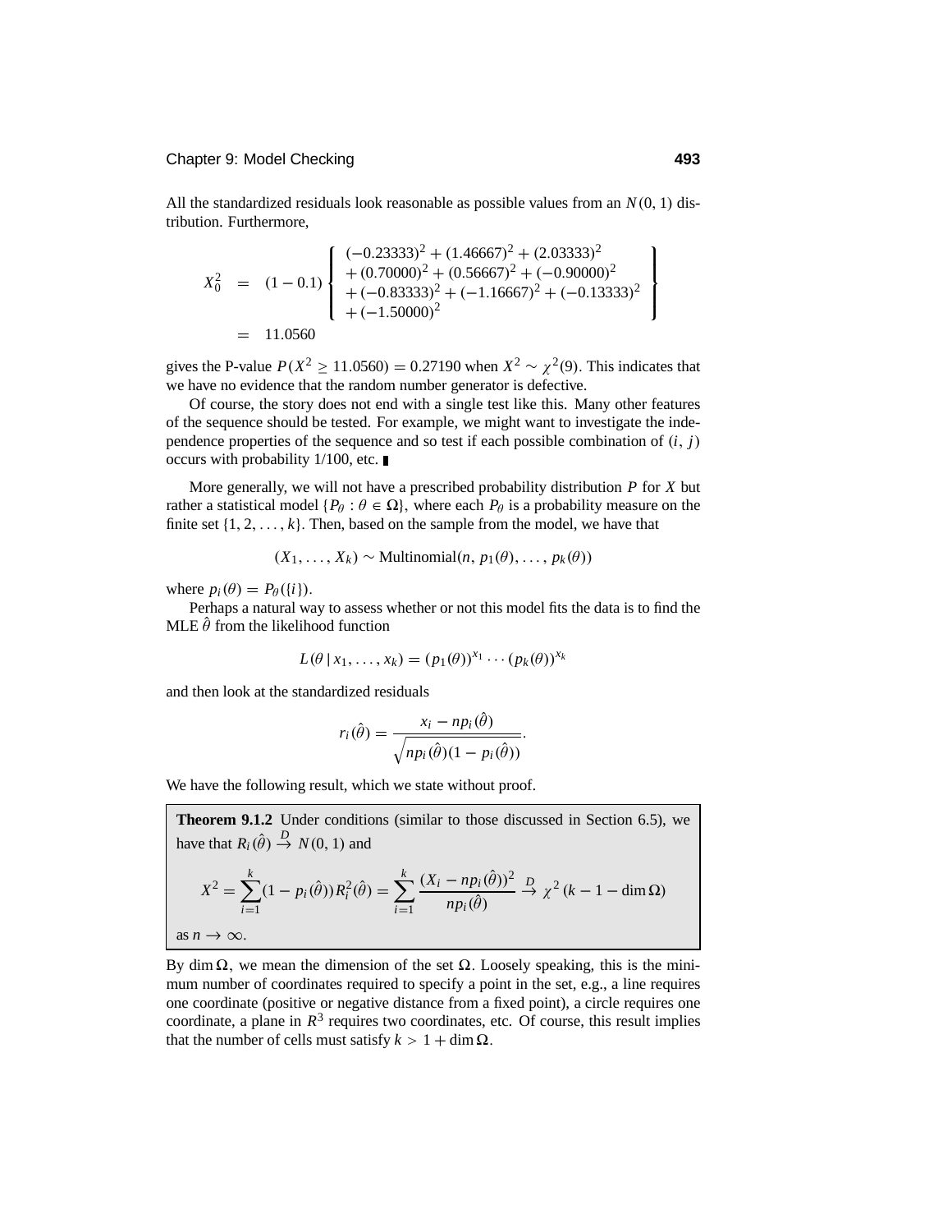All the standardized residuals look reasonable as possible values from an $N(0, 1)$ distribution. Furthermore,

$$
\begin{aligned}
X_0^2 &= (1-0.1)\left\{\begin{array}{l}
(-0.23333)^2 + (1.46667)^2 + (2.03333)^2 \\
+ (0.70000)^2 + (0.56667)^2 + (-0.90000)^2 \\
+ (-0.83333)^2 + (-1.16667)^2 + (-0.13333)^2 \\
+ (-1.50000)^2
\end{array}\right\} \\
&= 11.0560
\end{aligned}
$$

gives the P-value $P(X^2 \geq 11.0560) = 0.27190$ when $X^2 \sim \chi^2(9)$. This indicates that we have no evidence that the random number generator is defective.

Of course, the story does not end with a single test like this. Many other features of the sequence should be tested. For example, we might want to investigate the independence properties of the sequence and so test if each possible combination of $(i, j)$ occurs with probability 1/100, etc. ∎

More generally, we will not have a prescribed probability distribution $P$ for $X$ but rather a statistical model $\{P_\theta : \theta \in \Omega\}$, where each $P_\theta$ is a probability measure on the finite set $\{1, 2, \ldots, k\}$. Then, based on the sample from the model, we have that

$$(X_1, \ldots, X_k) \sim \text{Multinomial}(n, p_1(\theta), \ldots, p_k(\theta))$$

where $p_i(\theta) = P_\theta(\{i\})$.

Perhaps a natural way to assess whether or not this model fits the data is to find the MLE $\hat{\theta}$ from the likelihood function

$$L(\theta \mid x_1, \ldots, x_k) = (p_1(\theta))^{x_1} \cdots (p_k(\theta))^{x_k}$$

and then look at the standardized residuals

$$r_i(\hat{\theta}) = \frac{x_i - np_i(\hat{\theta})}{\sqrt{np_i(\hat{\theta})(1 - p_i(\hat{\theta}))}}.$$

We have the following result, which we state without proof.

**Theorem 9.1.2** Under conditions (similar to those discussed in Section 6.5), we have that $R_i(\hat{\theta}) \xrightarrow{D} N(0, 1)$ and

$$X^2 = \sum_{i=1}^{k} (1 - p_i(\hat{\theta})) R_i^2(\hat{\theta}) = \sum_{i=1}^{k} \frac{(X_i - np_i(\hat{\theta}))^2}{np_i(\hat{\theta})} \xrightarrow{D} \chi^2(k - 1 - \dim \Omega)$$

as $n \to \infty$.

By $\dim \Omega$, we mean the dimension of the set $\Omega$. Loosely speaking, this is the minimum number of coordinates required to specify a point in the set, e.g., a line requires one coordinate (positive or negative distance from a fixed point), a circle requires one coordinate, a plane in $R^3$ requires two coordinates, etc. Of course, this result implies that the number of cells must satisfy $k > 1 + \dim \Omega$.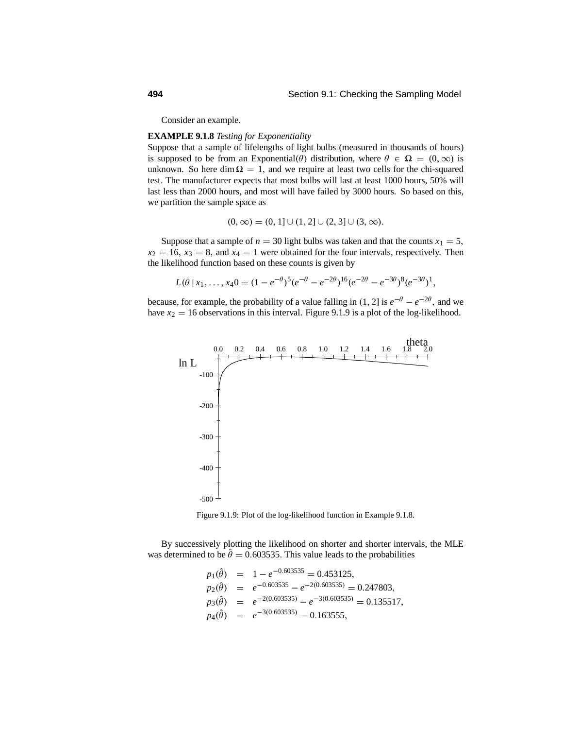Consider an example.

**EXAMPLE 9.1.8** *Testing for Exponentiality*

Suppose that a sample of lifelengths of light bulbs (measured in thousands of hours) is supposed to be from an Exponential($\theta$) distribution, where $\theta \in \Omega = (0, \infty)$ is unknown. So here $\dim \Omega = 1$, and we require at least two cells for the chi-squared test. The manufacturer expects that most bulbs will last at least 1000 hours, 50% will last less than 2000 hours, and most will have failed by 3000 hours. So based on this, we partition the sample space as

$$(0, \infty) = (0, 1] \cup (1, 2] \cup (2, 3] \cup (3, \infty).$$

Suppose that a sample of $n = 30$ light bulbs was taken and that the counts $x_1 = 5$, $x_2 = 16$, $x_3 = 8$, and $x_4 = 1$ were obtained for the four intervals, respectively. Then the likelihood function based on these counts is given by

$$L(\theta \,|\, x_1, \ldots, x_4 0 = (1 - e^{-\theta})^5 (e^{-\theta} - e^{-2\theta})^{16} (e^{-2\theta} - e^{-3\theta})^8 (e^{-3\theta})^1,$$

because, for example, the probability of a value falling in $(1, 2]$ is $e^{-\theta} - e^{-2\theta}$, and we have $x_2 = 16$ observations in this interval. Figure 9.1.9 is a plot of the log-likelihood.

Figure 9.1.9: Plot of the log-likelihood function in Example 9.1.8.

By successively plotting the likelihood on shorter and shorter intervals, the MLE was determined to be $\hat{\theta} = 0.603535$. This value leads to the probabilities

$$\begin{aligned}
p_1(\hat{\theta}) &= 1 - e^{-0.603535} = 0.453125, \\
p_2(\hat{\theta}) &= e^{-0.603535} - e^{-2(0.603535)} = 0.247803, \\
p_3(\hat{\theta}) &= e^{-2(0.603535)} - e^{-3(0.603535)} = 0.135517, \\
p_4(\hat{\theta}) &= e^{-3(0.603535)} = 0.163555,
\end{aligned}$$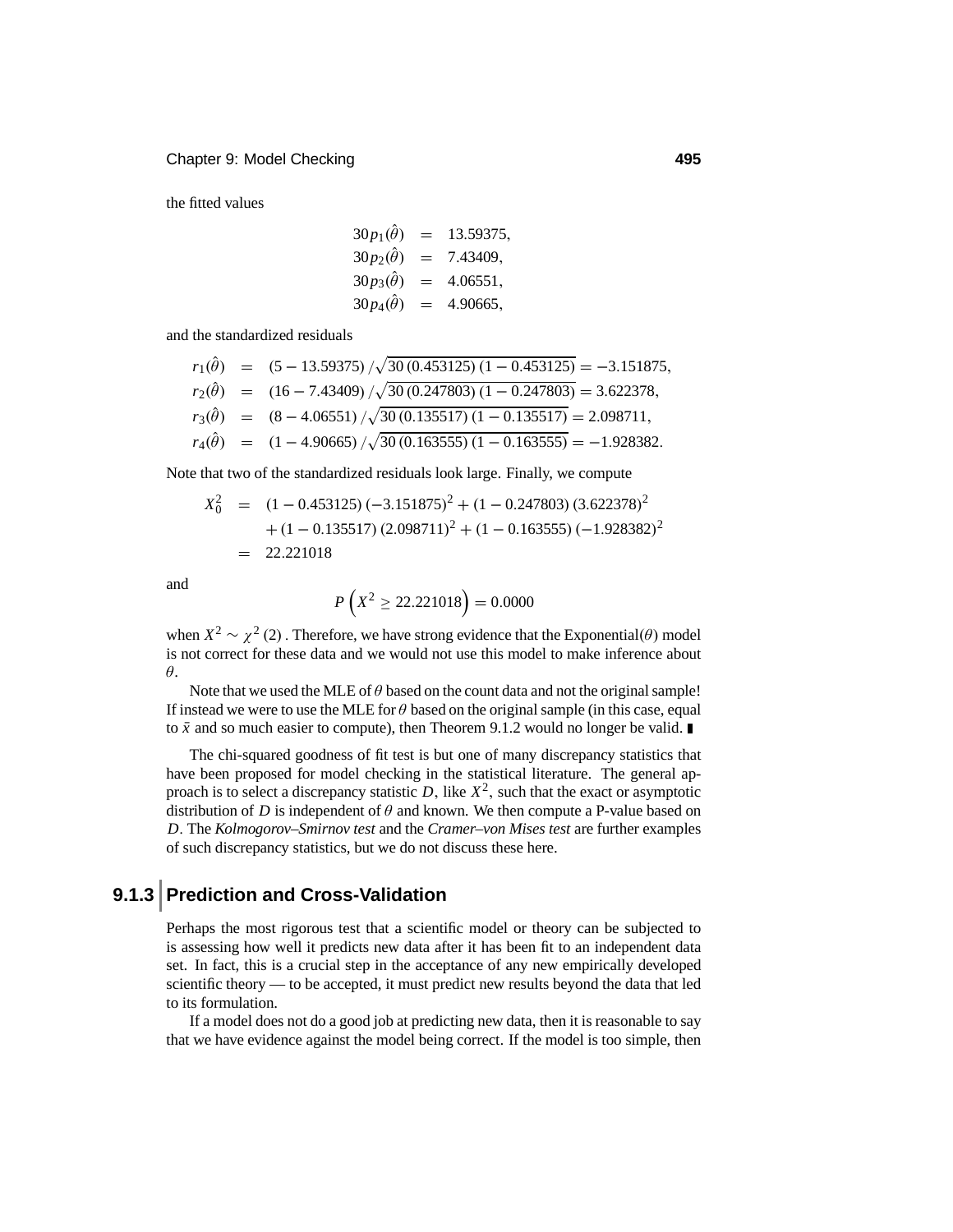the fitted values

$$
\begin{aligned}
30p_1(\hat{\theta}) &= 13.59375, \\
30p_2(\hat{\theta}) &= 7.43409, \\
30p_3(\hat{\theta}) &= 4.06551, \\
30p_4(\hat{\theta}) &= 4.90665,
\end{aligned}
$$

and the standardized residuals

$$
\begin{aligned}
r_1(\hat{\theta}) &= (5 - 13.59375) / \sqrt{30\,(0.453125)\,(1 - 0.453125)} = -3.151875, \\
r_2(\hat{\theta}) &= (16 - 7.43409) / \sqrt{30\,(0.247803)\,(1 - 0.247803)} = 3.622378, \\
r_3(\hat{\theta}) &= (8 - 4.06551) / \sqrt{30\,(0.135517)\,(1 - 0.135517)} = 2.098711, \\
r_4(\hat{\theta}) &= (1 - 4.90665) / \sqrt{30\,(0.163555)\,(1 - 0.163555)} = -1.928382.
\end{aligned}
$$

Note that two of the standardized residuals look large. Finally, we compute

$$
\begin{aligned}
X_0^2 &= (1 - 0.453125)\,(-3.151875)^2 + (1 - 0.247803)\,(3.622378)^2 \\
&\quad + (1 - 0.135517)\,(2.098711)^2 + (1 - 0.163555)\,(-1.928382)^2 \\
&= 22.221018
\end{aligned}
$$

and

$$
P\left(X^2 \geq 22.221018\right) = 0.0000
$$

when $X^2 \sim \chi^2(2)$. Therefore, we have strong evidence that the Exponential($\theta$) model is not correct for these data and we would not use this model to make inference about $\theta$.

Note that we used the MLE of $\theta$ based on the count data and not the original sample! If instead we were to use the MLE for $\theta$ based on the original sample (in this case, equal to $\bar{x}$ and so much easier to compute), then Theorem 9.1.2 would no longer be valid. ∎

The chi-squared goodness of fit test is but one of many discrepancy statistics that have been proposed for model checking in the statistical literature. The general approach is to select a discrepancy statistic $D$, like $X^2$, such that the exact or asymptotic distribution of $D$ is independent of $\theta$ and known. We then compute a P-value based on $D$. The *Kolmogorov–Smirnov test* and the *Cramer–von Mises test* are further examples of such discrepancy statistics, but we do not discuss these here.

## 9.1.3 Prediction and Cross-Validation

Perhaps the most rigorous test that a scientific model or theory can be subjected to is assessing how well it predicts new data after it has been fit to an independent data set. In fact, this is a crucial step in the acceptance of any new empirically developed scientific theory — to be accepted, it must predict new results beyond the data that led to its formulation.

If a model does not do a good job at predicting new data, then it is reasonable to say that we have evidence against the model being correct. If the model is too simple, then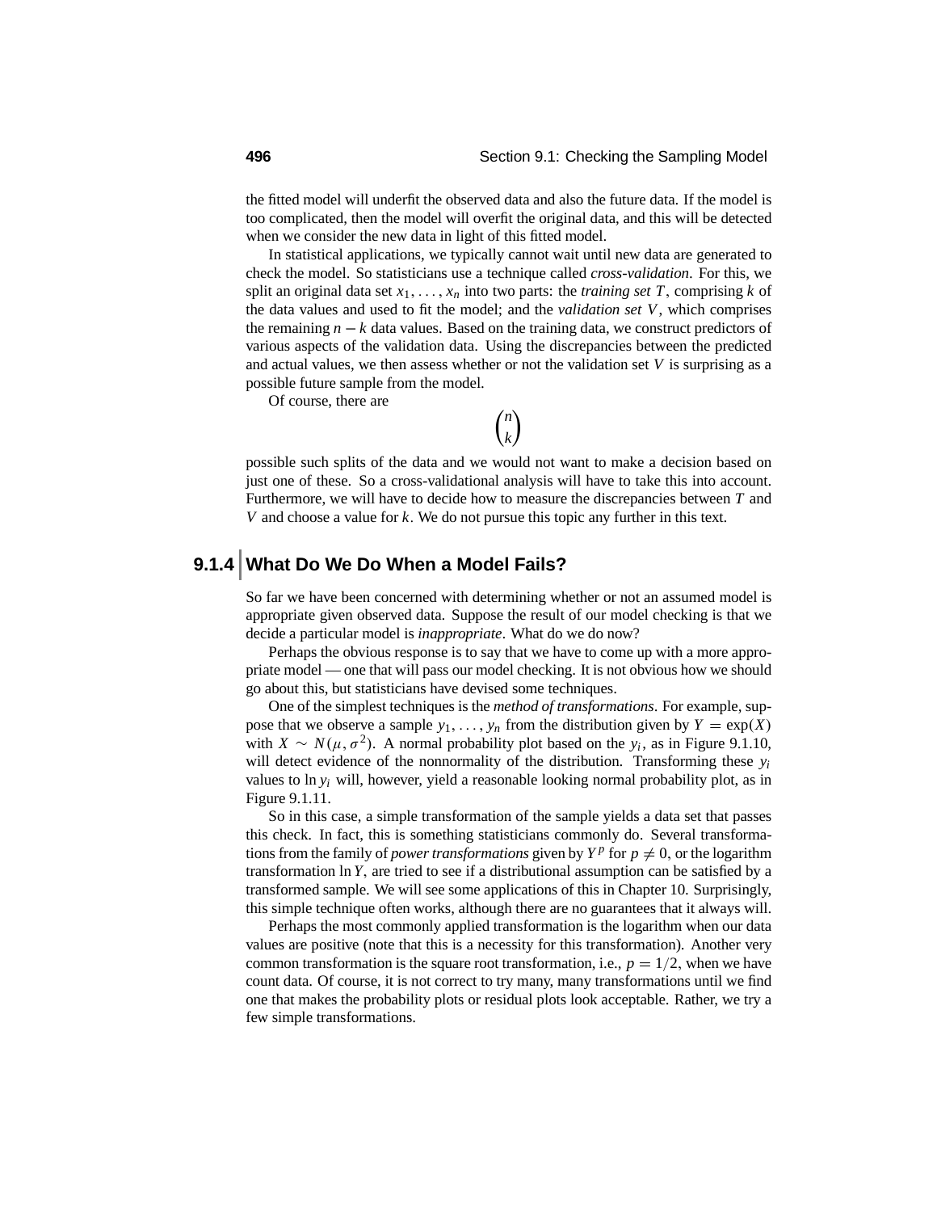the fitted model will underfit the observed data and also the future data. If the model is too complicated, then the model will overfit the original data, and this will be detected when we consider the new data in light of this fitted model.

In statistical applications, we typically cannot wait until new data are generated to check the model. So statisticians use a technique called *cross-validation*. For this, we split an original data set $x_1, \ldots, x_n$ into two parts: the *training set* $T$, comprising $k$ of the data values and used to fit the model; and the *validation set* $V$, which comprises the remaining $n - k$ data values. Based on the training data, we construct predictors of various aspects of the validation data. Using the discrepancies between the predicted and actual values, we then assess whether or not the validation set $V$ is surprising as a possible future sample from the model.

Of course, there are

$$\binom{n}{k}$$

possible such splits of the data and we would not want to make a decision based on just one of these. So a cross-validational analysis will have to take this into account. Furthermore, we will have to decide how to measure the discrepancies between $T$ and $V$ and choose a value for $k$. We do not pursue this topic any further in this text.

### 9.1.4 What Do We Do When a Model Fails?

So far we have been concerned with determining whether or not an assumed model is appropriate given observed data. Suppose the result of our model checking is that we decide a particular model is *inappropriate*. What do we do now?

Perhaps the obvious response is to say that we have to come up with a more appropriate model — one that will pass our model checking. It is not obvious how we should go about this, but statisticians have devised some techniques.

One of the simplest techniques is the *method of transformations*. For example, suppose that we observe a sample $y_1, \ldots, y_n$ from the distribution given by $Y = \exp(X)$ with $X \sim N(\mu, \sigma^2)$. A normal probability plot based on the $y_i$, as in Figure 9.1.10, will detect evidence of the nonnormality of the distribution. Transforming these $y_i$ values to $\ln y_i$ will, however, yield a reasonable looking normal probability plot, as in Figure 9.1.11.

So in this case, a simple transformation of the sample yields a data set that passes this check. In fact, this is something statisticians commonly do. Several transformations from the family of *power transformations* given by $Y^p$ for $p \neq 0$, or the logarithm transformation $\ln Y$, are tried to see if a distributional assumption can be satisfied by a transformed sample. We will see some applications of this in Chapter 10. Surprisingly, this simple technique often works, although there are no guarantees that it always will.

Perhaps the most commonly applied transformation is the logarithm when our data values are positive (note that this is a necessity for this transformation). Another very common transformation is the square root transformation, i.e., $p = 1/2$, when we have count data. Of course, it is not correct to try many, many transformations until we find one that makes the probability plots or residual plots look acceptable. Rather, we try a few simple transformations.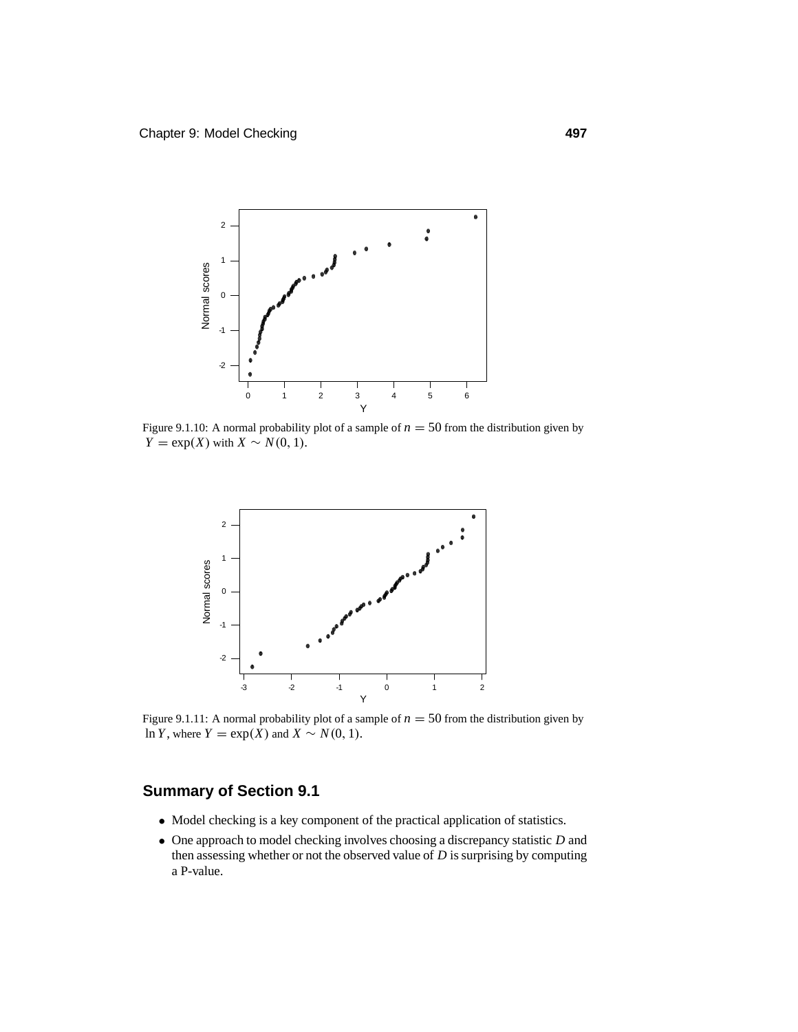Figure 9.1.10: A normal probability plot of a sample of $n = 50$ from the distribution given by $Y = \exp(X)$ with $X \sim N(0, 1)$.

Figure 9.1.11: A normal probability plot of a sample of $n = 50$ from the distribution given by $\ln Y$, where $Y = \exp(X)$ and $X \sim N(0, 1)$.

## Summary of Section 9.1

- Model checking is a key component of the practical application of statistics.
- One approach to model checking involves choosing a discrepancy statistic $D$ and then assessing whether or not the observed value of $D$ is surprising by computing a P-value.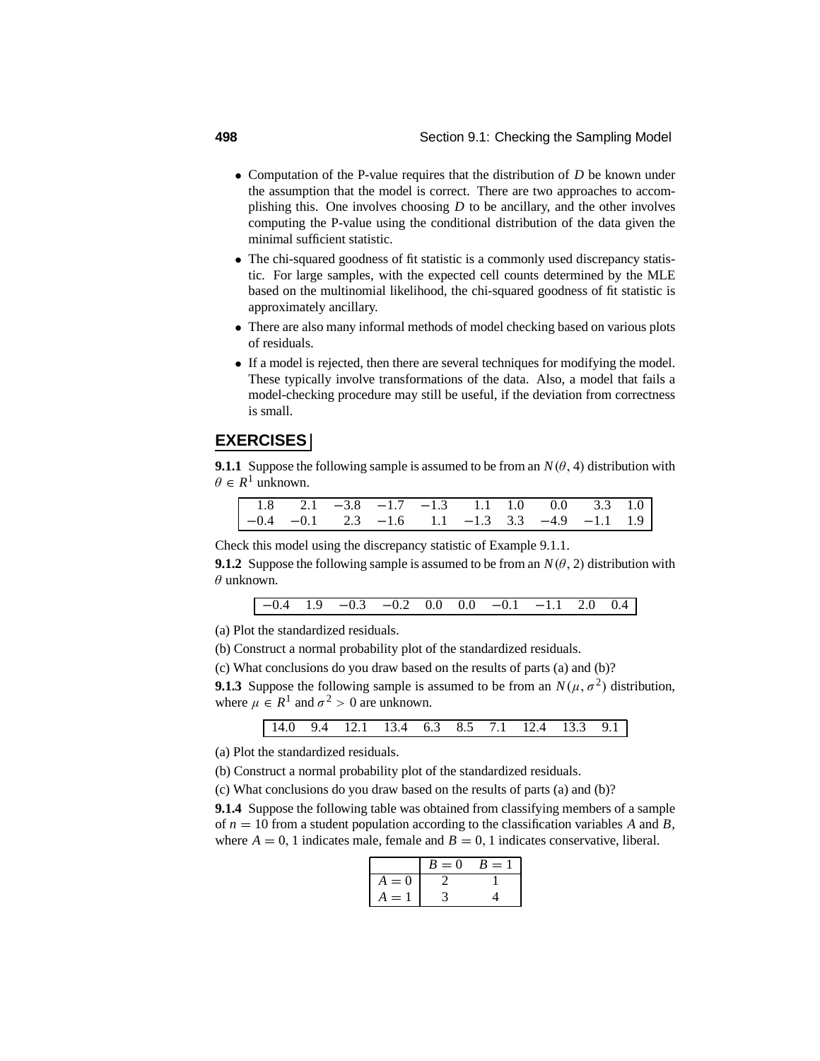- Computation of the P-value requires that the distribution of $D$ be known under the assumption that the model is correct. There are two approaches to accomplishing this. One involves choosing $D$ to be ancillary, and the other involves computing the P-value using the conditional distribution of the data given the minimal sufficient statistic.
- The chi-squared goodness of fit statistic is a commonly used discrepancy statistic. For large samples, with the expected cell counts determined by the MLE based on the multinomial likelihood, the chi-squared goodness of fit statistic is approximately ancillary.
- There are also many informal methods of model checking based on various plots of residuals.
- If a model is rejected, then there are several techniques for modifying the model. These typically involve transformations of the data. Also, a model that fails a model-checking procedure may still be useful, if the deviation from correctness is small.

## EXERCISES

**9.1.1** Suppose the following sample is assumed to be from an $N(\theta, 4)$ distribution with $\theta \in R^1$ unknown.

| | | | | | | | | | |
|---|---|---|---|---|---|---|---|---|---|
| 1.8 | 2.1 | −3.8 | −1.7 | −1.3 | 1.1 | 1.0 | 0.0 | 3.3 | 1.0 |
| −0.4 | −0.1 | 2.3 | −1.6 | 1.1 | −1.3 | 3.3 | −4.9 | −1.1 | 1.9 |

Check this model using the discrepancy statistic of Example 9.1.1.

**9.1.2** Suppose the following sample is assumed to be from an $N(\theta, 2)$ distribution with $\theta$ unknown.

| | | | | | | | | | |
|---|---|---|---|---|---|---|---|---|---|
| −0.4 | 1.9 | −0.3 | −0.2 | 0.0 | 0.0 | −0.1 | −1.1 | 2.0 | 0.4 |

(a) Plot the standardized residuals.

(b) Construct a normal probability plot of the standardized residuals.

(c) What conclusions do you draw based on the results of parts (a) and (b)?

**9.1.3** Suppose the following sample is assumed to be from an $N(\mu, \sigma^2)$ distribution, where $\mu \in R^1$ and $\sigma^2 > 0$ are unknown.

| | | | | | | | | | |
|---|---|---|---|---|---|---|---|---|---|
| 14.0 | 9.4 | 12.1 | 13.4 | 6.3 | 8.5 | 7.1 | 12.4 | 13.3 | 9.1 |

(a) Plot the standardized residuals.

(b) Construct a normal probability plot of the standardized residuals.

(c) What conclusions do you draw based on the results of parts (a) and (b)?

**9.1.4** Suppose the following table was obtained from classifying members of a sample of $n = 10$ from a student population according to the classification variables $A$ and $B$, where $A = 0, 1$ indicates male, female and $B = 0, 1$ indicates conservative, liberal.

| | $B = 0$ | $B = 1$ |
|---|---|---|
| $A = 0$ | 2 | 1 |
| $A = 1$ | 3 | 4 |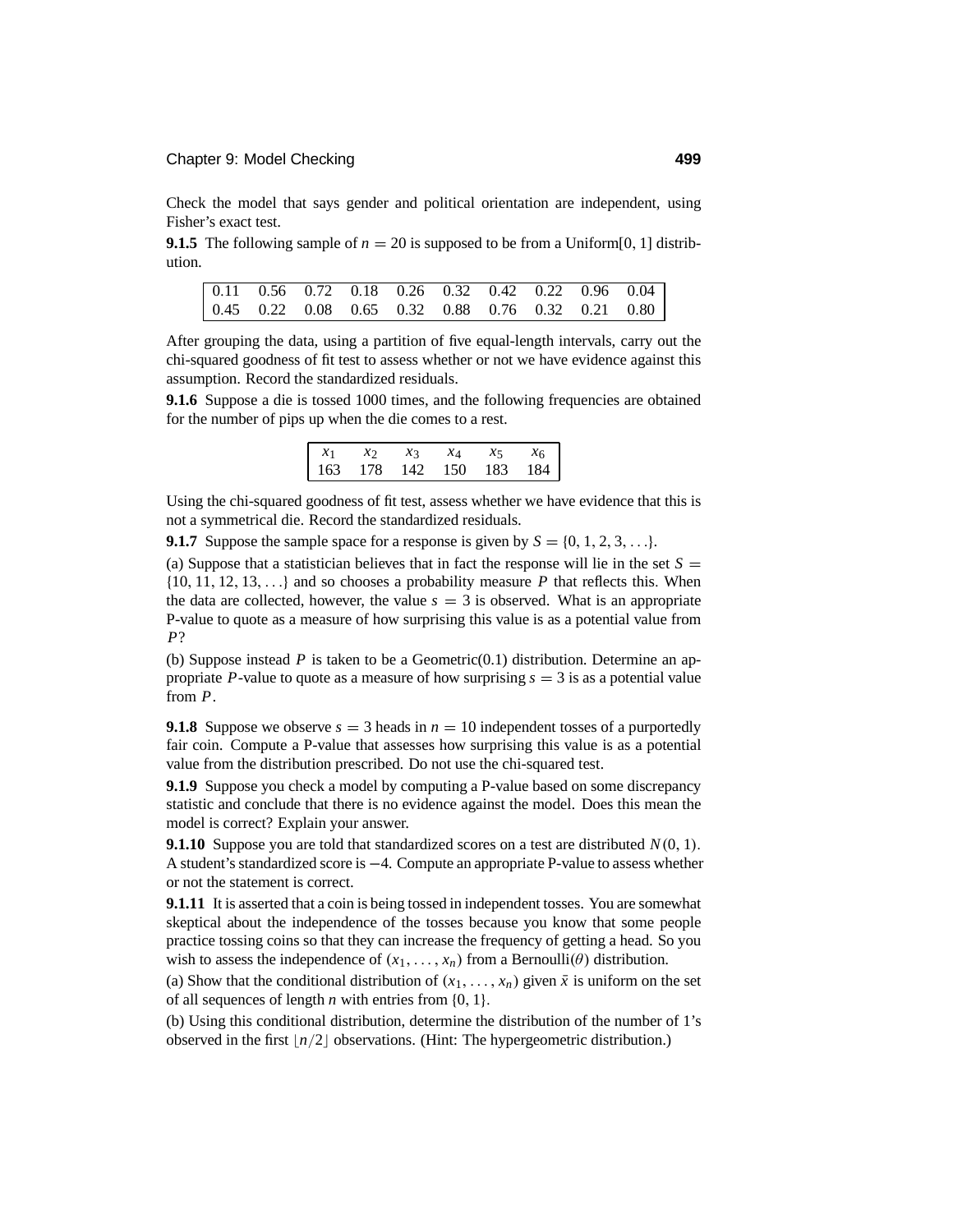Check the model that says gender and political orientation are independent, using Fisher's exact test.

**9.1.5** The following sample of $n = 20$ is supposed to be from a Uniform[0, 1] distribution.

| | | | | | | | | | |
|---|---|---|---|---|---|---|---|---|---|
| 0.11 | 0.56 | 0.72 | 0.18 | 0.26 | 0.32 | 0.42 | 0.22 | 0.96 | 0.04 |
| 0.45 | 0.22 | 0.08 | 0.65 | 0.32 | 0.88 | 0.76 | 0.32 | 0.21 | 0.80 |

After grouping the data, using a partition of five equal-length intervals, carry out the chi-squared goodness of fit test to assess whether or not we have evidence against this assumption. Record the standardized residuals.

**9.1.6** Suppose a die is tossed 1000 times, and the following frequencies are obtained for the number of pips up when the die comes to a rest.

| $x_1$ | $x_2$ | $x_3$ | $x_4$ | $x_5$ | $x_6$ |
|---|---|---|---|---|---|
| 163 | 178 | 142 | 150 | 183 | 184 |

Using the chi-squared goodness of fit test, assess whether we have evidence that this is not a symmetrical die. Record the standardized residuals.

**9.1.7** Suppose the sample space for a response is given by $S = \{0, 1, 2, 3, \ldots\}$.

(a) Suppose that a statistician believes that in fact the response will lie in the set $S = \{10, 11, 12, 13, \ldots\}$ and so chooses a probability measure $P$ that reflects this. When the data are collected, however, the value $s = 3$ is observed. What is an appropriate P-value to quote as a measure of how surprising this value is as a potential value from $P$?

(b) Suppose instead $P$ is taken to be a Geometric(0.1) distribution. Determine an appropriate $P$-value to quote as a measure of how surprising $s = 3$ is as a potential value from $P$.

**9.1.8** Suppose we observe $s = 3$ heads in $n = 10$ independent tosses of a purportedly fair coin. Compute a P-value that assesses how surprising this value is as a potential value from the distribution prescribed. Do not use the chi-squared test.

**9.1.9** Suppose you check a model by computing a P-value based on some discrepancy statistic and conclude that there is no evidence against the model. Does this mean the model is correct? Explain your answer.

**9.1.10** Suppose you are told that standardized scores on a test are distributed $N(0, 1)$. A student's standardized score is $-4$. Compute an appropriate P-value to assess whether or not the statement is correct.

**9.1.11** It is asserted that a coin is being tossed in independent tosses. You are somewhat skeptical about the independence of the tosses because you know that some people practice tossing coins so that they can increase the frequency of getting a head. So you wish to assess the independence of $(x_1, \ldots, x_n)$ from a Bernoulli($\theta$) distribution.

(a) Show that the conditional distribution of $(x_1, \ldots, x_n)$ given $\bar{x}$ is uniform on the set of all sequences of length $n$ with entries from $\{0, 1\}$.

(b) Using this conditional distribution, determine the distribution of the number of 1's observed in the first $\lfloor n/2 \rfloor$ observations. (Hint: The hypergeometric distribution.)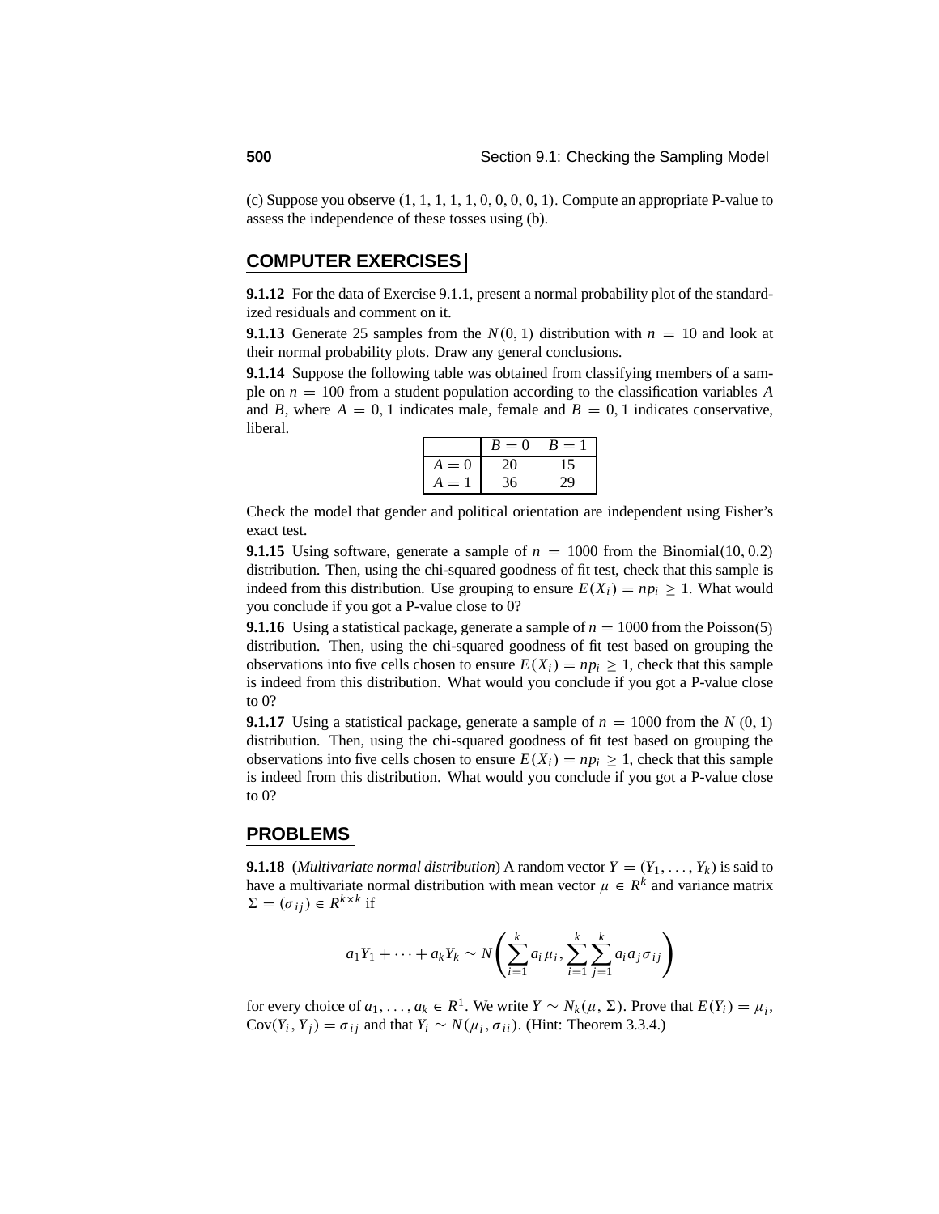(c) Suppose you observe $(1, 1, 1, 1, 1, 0, 0, 0, 0, 1)$. Compute an appropriate P-value to assess the independence of these tosses using (b).

## COMPUTER EXERCISES

**9.1.12** For the data of Exercise 9.1.1, present a normal probability plot of the standardized residuals and comment on it.

**9.1.13** Generate 25 samples from the $N(0, 1)$ distribution with $n = 10$ and look at their normal probability plots. Draw any general conclusions.

**9.1.14** Suppose the following table was obtained from classifying members of a sample on $n = 100$ from a student population according to the classification variables $A$ and $B$, where $A = 0, 1$ indicates male, female and $B = 0, 1$ indicates conservative, liberal.

| | $B = 0$ | $B = 1$ |
|---|---|---|
| $A = 0$ | 20 | 15 |
| $A = 1$ | 36 | 29 |

Check the model that gender and political orientation are independent using Fisher's exact test.

**9.1.15** Using software, generate a sample of $n = 1000$ from the Binomial$(10, 0.2)$ distribution. Then, using the chi-squared goodness of fit test, check that this sample is indeed from this distribution. Use grouping to ensure $E(X_i) = np_i \geq 1$. What would you conclude if you got a P-value close to 0?

**9.1.16** Using a statistical package, generate a sample of $n = 1000$ from the Poisson$(5)$ distribution. Then, using the chi-squared goodness of fit test based on grouping the observations into five cells chosen to ensure $E(X_i) = np_i \geq 1$, check that this sample is indeed from this distribution. What would you conclude if you got a P-value close to 0?

**9.1.17** Using a statistical package, generate a sample of $n = 1000$ from the $N(0, 1)$ distribution. Then, using the chi-squared goodness of fit test based on grouping the observations into five cells chosen to ensure $E(X_i) = np_i \geq 1$, check that this sample is indeed from this distribution. What would you conclude if you got a P-value close to 0?

## PROBLEMS

**9.1.18** (*Multivariate normal distribution*) A random vector $Y = (Y_1, \ldots, Y_k)$ is said to have a multivariate normal distribution with mean vector $\mu \in R^k$ and variance matrix $\Sigma = (\sigma_{ij}) \in R^{k \times k}$ if

$$a_1 Y_1 + \cdots + a_k Y_k \sim N\left(\sum_{i=1}^{k} a_i \mu_i, \sum_{i=1}^{k} \sum_{j=1}^{k} a_i a_j \sigma_{ij}\right)$$

for every choice of $a_1, \ldots, a_k \in R^1$. We write $Y \sim N_k(\mu, \Sigma)$. Prove that $E(Y_i) = \mu_i$, $\text{Cov}(Y_i, Y_j) = \sigma_{ij}$ and that $Y_i \sim N(\mu_i, \sigma_{ii})$. (Hint: Theorem 3.3.4.)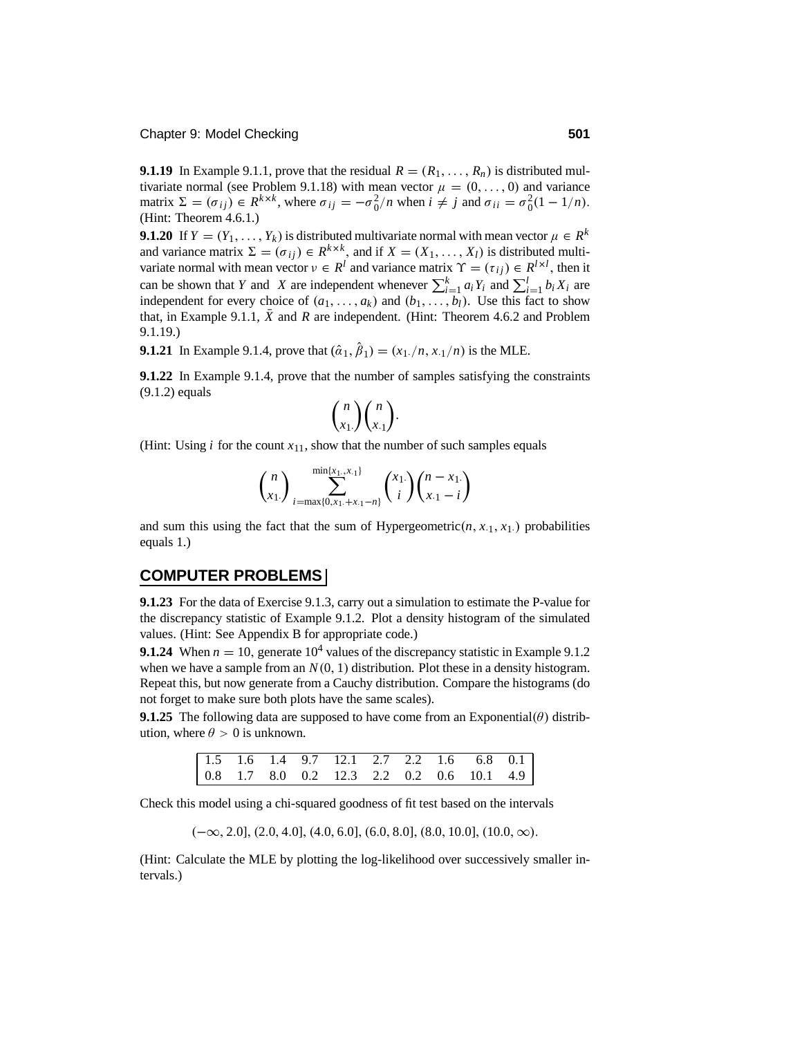**9.1.19** In Example 9.1.1, prove that the residual $R = (R_1, \ldots, R_n)$ is distributed multivariate normal (see Problem 9.1.18) with mean vector $\mu = (0, \ldots, 0)$ and variance matrix $\Sigma = (\sigma_{ij}) \in R^{k \times k}$, where $\sigma_{ij} = -\sigma_0^2/n$ when $i \neq j$ and $\sigma_{ii} = \sigma_0^2(1 - 1/n)$. (Hint: Theorem 4.6.1.)

**9.1.20** If $Y = (Y_1, \ldots, Y_k)$ is distributed multivariate normal with mean vector $\mu \in R^k$ and variance matrix $\Sigma = (\sigma_{ij}) \in R^{k \times k}$, and if $X = (X_1, \ldots, X_l)$ is distributed multivariate normal with mean vector $\nu \in R^l$ and variance matrix $\Upsilon = (\tau_{ij}) \in R^{l \times l}$, then it can be shown that $Y$ and $X$ are independent whenever $\sum_{i=1}^{k} a_i Y_i$ and $\sum_{i=1}^{l} b_i X_i$ are independent for every choice of $(a_1, \ldots, a_k)$ and $(b_1, \ldots, b_l)$. Use this fact to show that, in Example 9.1.1, $\bar{X}$ and $R$ are independent. (Hint: Theorem 4.6.2 and Problem 9.1.19.)

**9.1.21** In Example 9.1.4, prove that $(\hat{\alpha}_1, \hat{\beta}_1) = (x_{1\cdot}/n, x_{\cdot 1}/n)$ is the MLE.

**9.1.22** In Example 9.1.4, prove that the number of samples satisfying the constraints (9.1.2) equals

$$\binom{n}{x_{1\cdot}}\binom{n}{x_{\cdot 1}}.$$

(Hint: Using $i$ for the count $x_{11}$, show that the number of such samples equals

$$\binom{n}{x_{1\cdot}} \sum_{i=\max\{0, x_{1\cdot}+x_{\cdot 1}-n\}}^{\min\{x_{1\cdot}, x_{\cdot 1}\}} \binom{x_{1\cdot}}{i}\binom{n - x_{1\cdot}}{x_{\cdot 1} - i}$$

and sum this using the fact that the sum of Hypergeometric$(n, x_{\cdot 1}, x_{1\cdot})$ probabilities equals 1.)

## COMPUTER PROBLEMS

**9.1.23** For the data of Exercise 9.1.3, carry out a simulation to estimate the P-value for the discrepancy statistic of Example 9.1.2. Plot a density histogram of the simulated values. (Hint: See Appendix B for appropriate code.)

**9.1.24** When $n = 10$, generate $10^4$ values of the discrepancy statistic in Example 9.1.2 when we have a sample from an $N(0, 1)$ distribution. Plot these in a density histogram. Repeat this, but now generate from a Cauchy distribution. Compare the histograms (do not forget to make sure both plots have the same scales).

**9.1.25** The following data are supposed to have come from an Exponential$(\theta)$ distribution, where $\theta > 0$ is unknown.

| | | | | | | | | | |
|---|---|---|---|---|---|---|---|---|---|
| 1.5 | 1.6 | 1.4 | 9.7 | 12.1 | 2.7 | 2.2 | 1.6 | 6.8 | 0.1 |
| 0.8 | 1.7 | 8.0 | 0.2 | 12.3 | 2.2 | 0.2 | 0.6 | 10.1 | 4.9 |

Check this model using a chi-squared goodness of fit test based on the intervals

$$(-\infty, 2.0], (2.0, 4.0], (4.0, 6.0], (6.0, 8.0], (8.0, 10.0], (10.0, \infty).$$

(Hint: Calculate the MLE by plotting the log-likelihood over successively smaller intervals.)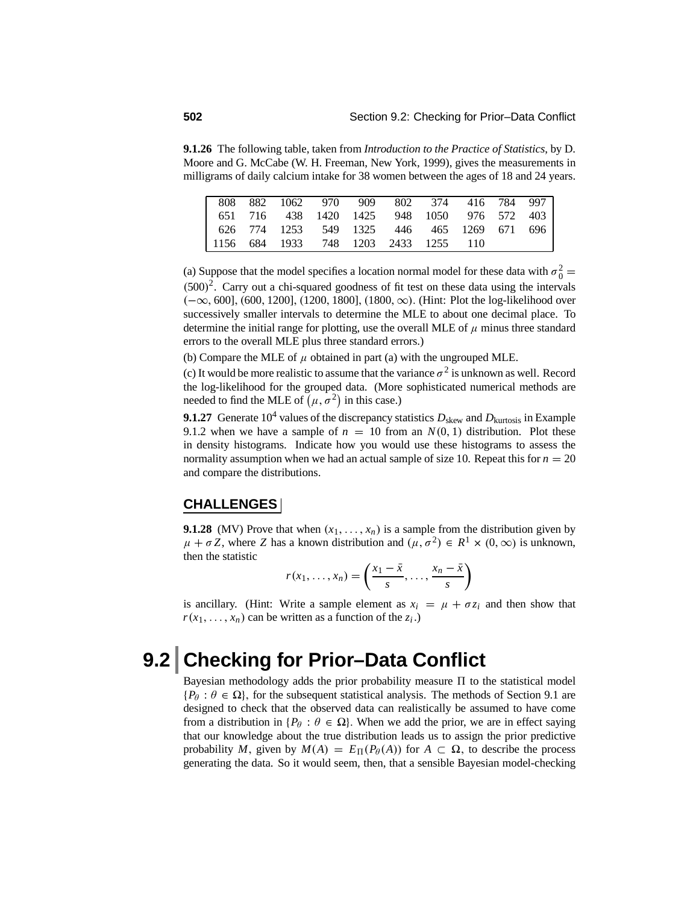**9.1.26** The following table, taken from *Introduction to the Practice of Statistics*, by D. Moore and G. McCabe (W. H. Freeman, New York, 1999), gives the measurements in milligrams of daily calcium intake for 38 women between the ages of 18 and 24 years.

| | | | | | | | | | |
|---|---|---|---|---|---|---|---|---|---|
| 808 | 882 | 1062 | 970 | 909 | 802 | 374 | 416 | 784 | 997 |
| 651 | 716 | 438 | 1420 | 1425 | 948 | 1050 | 976 | 572 | 403 |
| 626 | 774 | 1253 | 549 | 1325 | 446 | 465 | 1269 | 671 | 696 |
| 1156 | 684 | 1933 | 748 | 1203 | 2433 | 1255 | 110 | | |

(a) Suppose that the model specifies a location normal model for these data with $\sigma_0^2 = (500)^2$. Carry out a chi-squared goodness of fit test on these data using the intervals $(-\infty, 600]$, $(600, 1200]$, $(1200, 1800]$, $(1800, \infty)$. (Hint: Plot the log-likelihood over successively smaller intervals to determine the MLE to about one decimal place. To determine the initial range for plotting, use the overall MLE of $\mu$ minus three standard errors to the overall MLE plus three standard errors.)

(b) Compare the MLE of $\mu$ obtained in part (a) with the ungrouped MLE.

(c) It would be more realistic to assume that the variance $\sigma^2$ is unknown as well. Record the log-likelihood for the grouped data. (More sophisticated numerical methods are needed to find the MLE of $(\mu, \sigma^2)$ in this case.)

**9.1.27** Generate $10^4$ values of the discrepancy statistics $D_{\text{skew}}$ and $D_{\text{kurtosis}}$ in Example 9.1.2 when we have a sample of $n = 10$ from an $N(0, 1)$ distribution. Plot these in density histograms. Indicate how you would use these histograms to assess the normality assumption when we had an actual sample of size 10. Repeat this for $n = 20$ and compare the distributions.

## CHALLENGES

**9.1.28** (MV) Prove that when $(x_1, \ldots, x_n)$ is a sample from the distribution given by $\mu + \sigma Z$, where $Z$ has a known distribution and $(\mu, \sigma^2) \in R^1 \times (0, \infty)$ is unknown, then the statistic

$$r(x_1, \ldots, x_n) = \left( \frac{x_1 - \bar{x}}{s}, \ldots, \frac{x_n - \bar{x}}{s} \right)$$

is ancillary. (Hint: Write a sample element as $x_i = \mu + \sigma z_i$ and then show that $r(x_1, \ldots, x_n)$ can be written as a function of the $z_i$.)

# 9.2 Checking for Prior–Data Conflict

Bayesian methodology adds the prior probability measure $\Pi$ to the statistical model $\{P_\theta : \theta \in \Omega\}$, for the subsequent statistical analysis. The methods of Section 9.1 are designed to check that the observed data can realistically be assumed to have come from a distribution in $\{P_\theta : \theta \in \Omega\}$. When we add the prior, we are in effect saying that our knowledge about the true distribution leads us to assign the prior predictive probability $M$, given by $M(A) = E_\Pi(P_\theta(A))$ for $A \subset \Omega$, to describe the process generating the data. So it would seem, then, that a sensible Bayesian model-checking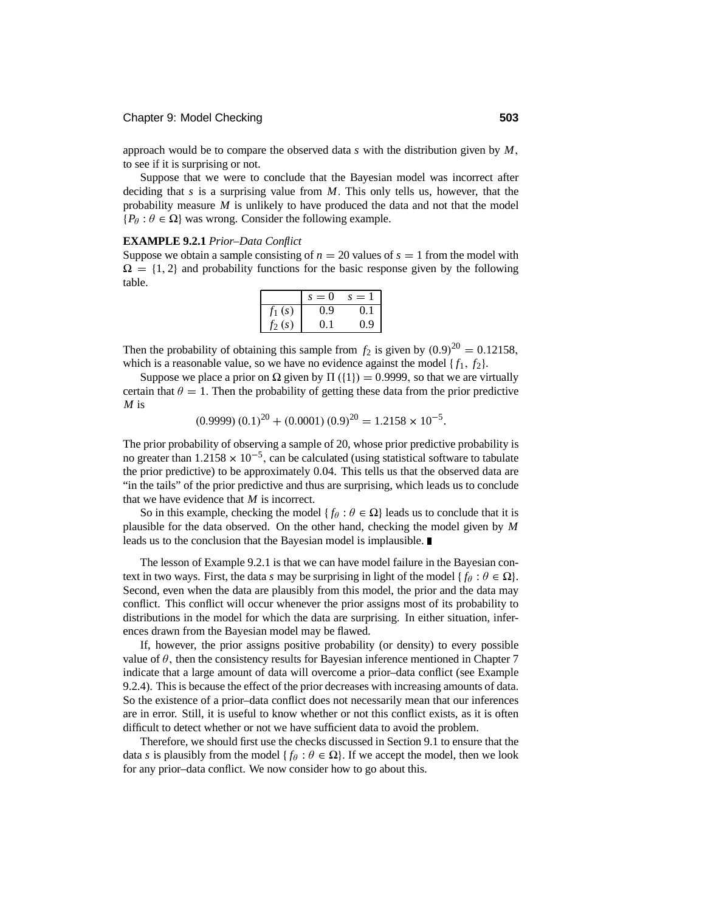approach would be to compare the observed data $s$ with the distribution given by $M$, to see if it is surprising or not.

Suppose that we were to conclude that the Bayesian model was incorrect after deciding that $s$ is a surprising value from $M$. This only tells us, however, that the probability measure $M$ is unlikely to have produced the data and not that the model $\{P_\theta : \theta \in \Omega\}$ was wrong. Consider the following example.

**EXAMPLE 9.2.1** *Prior–Data Conflict*

Suppose we obtain a sample consisting of $n = 20$ values of $s = 1$ from the model with $\Omega = \{1, 2\}$ and probability functions for the basic response given by the following table.

| | $s = 0$ | $s = 1$ |
|---|---|---|
| $f_1(s)$ | 0.9 | 0.1 |
| $f_2(s)$ | 0.1 | 0.9 |

Then the probability of obtaining this sample from $f_2$ is given by $(0.9)^{20} = 0.12158$, which is a reasonable value, so we have no evidence against the model $\{f_1, f_2\}$.

Suppose we place a prior on $\Omega$ given by $\Pi(\{1\}) = 0.9999$, so that we are virtually certain that $\theta = 1$. Then the probability of getting these data from the prior predictive $M$ is

$$(0.9999)(0.1)^{20} + (0.0001)(0.9)^{20} = 1.2158 \times 10^{-5}.$$

The prior probability of observing a sample of 20, whose prior predictive probability is no greater than $1.2158 \times 10^{-5}$, can be calculated (using statistical software to tabulate the prior predictive) to be approximately 0.04. This tells us that the observed data are "in the tails" of the prior predictive and thus are surprising, which leads us to conclude that we have evidence that $M$ is incorrect.

So in this example, checking the model $\{f_\theta : \theta \in \Omega\}$ leads us to conclude that it is plausible for the data observed. On the other hand, checking the model given by $M$ leads us to the conclusion that the Bayesian model is implausible. ∎

The lesson of Example 9.2.1 is that we can have model failure in the Bayesian context in two ways. First, the data $s$ may be surprising in light of the model $\{f_\theta : \theta \in \Omega\}$. Second, even when the data are plausibly from this model, the prior and the data may conflict. This conflict will occur whenever the prior assigns most of its probability to distributions in the model for which the data are surprising. In either situation, inferences drawn from the Bayesian model may be flawed.

If, however, the prior assigns positive probability (or density) to every possible value of $\theta$, then the consistency results for Bayesian inference mentioned in Chapter 7 indicate that a large amount of data will overcome a prior–data conflict (see Example 9.2.4). This is because the effect of the prior decreases with increasing amounts of data. So the existence of a prior–data conflict does not necessarily mean that our inferences are in error. Still, it is useful to know whether or not this conflict exists, as it is often difficult to detect whether or not we have sufficient data to avoid the problem.

Therefore, we should first use the checks discussed in Section 9.1 to ensure that the data $s$ is plausibly from the model $\{f_\theta : \theta \in \Omega\}$. If we accept the model, then we look for any prior–data conflict. We now consider how to go about this.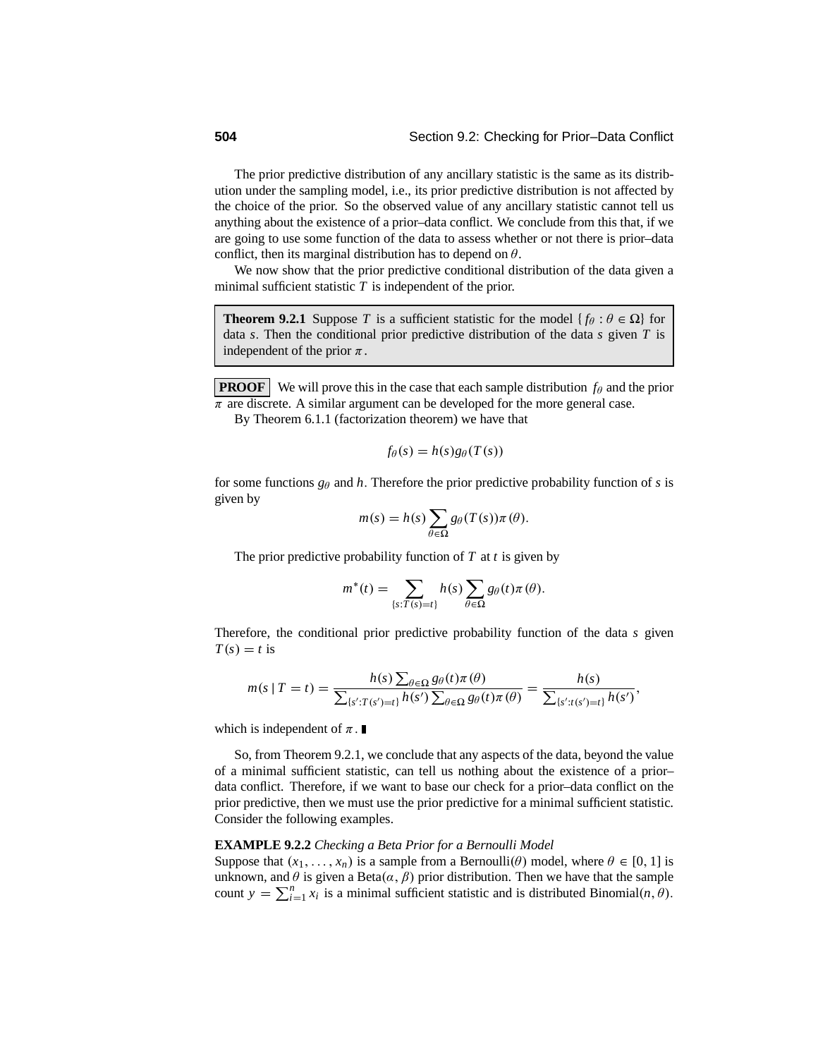The prior predictive distribution of any ancillary statistic is the same as its distribution under the sampling model, i.e., its prior predictive distribution is not affected by the choice of the prior. So the observed value of any ancillary statistic cannot tell us anything about the existence of a prior–data conflict. We conclude from this that, if we are going to use some function of the data to assess whether or not there is prior–data conflict, then its marginal distribution has to depend on $\theta$.

We now show that the prior predictive conditional distribution of the data given a minimal sufficient statistic $T$ is independent of the prior.

> **Theorem 9.2.1** Suppose $T$ is a sufficient statistic for the model $\{f_\theta : \theta \in \Omega\}$ for data $s$. Then the conditional prior predictive distribution of the data $s$ given $T$ is independent of the prior $\pi$.

**PROOF** We will prove this in the case that each sample distribution $f_\theta$ and the prior $\pi$ are discrete. A similar argument can be developed for the more general case.

By Theorem 6.1.1 (factorization theorem) we have that

$$f_\theta(s) = h(s)g_\theta(T(s))$$

for some functions $g_\theta$ and $h$. Therefore the prior predictive probability function of $s$ is given by

$$m(s) = h(s)\sum_{\theta\in\Omega} g_\theta(T(s))\pi(\theta).$$

The prior predictive probability function of $T$ at $t$ is given by

$$m^*(t) = \sum_{\{s:T(s)=t\}} h(s)\sum_{\theta\in\Omega} g_\theta(t)\pi(\theta).$$

Therefore, the conditional prior predictive probability function of the data $s$ given $T(s) = t$ is

$$m(s \mid T = t) = \frac{h(s)\sum_{\theta\in\Omega} g_\theta(t)\pi(\theta)}{\sum_{\{s':T(s')=t\}} h(s')\sum_{\theta\in\Omega} g_\theta(t)\pi(\theta)} = \frac{h(s)}{\sum_{\{s':t(s')=t\}} h(s')},$$

which is independent of $\pi$. ∎

So, from Theorem 9.2.1, we conclude that any aspects of the data, beyond the value of a minimal sufficient statistic, can tell us nothing about the existence of a prior–data conflict. Therefore, if we want to base our check for a prior–data conflict on the prior predictive, then we must use the prior predictive for a minimal sufficient statistic. Consider the following examples.

**EXAMPLE 9.2.2** *Checking a Beta Prior for a Bernoulli Model*

Suppose that $(x_1, \ldots, x_n)$ is a sample from a Bernoulli($\theta$) model, where $\theta \in [0, 1]$ is unknown, and $\theta$ is given a Beta($\alpha, \beta$) prior distribution. Then we have that the sample count $y = \sum_{i=1}^n x_i$ is a minimal sufficient statistic and is distributed Binomial($n, \theta$).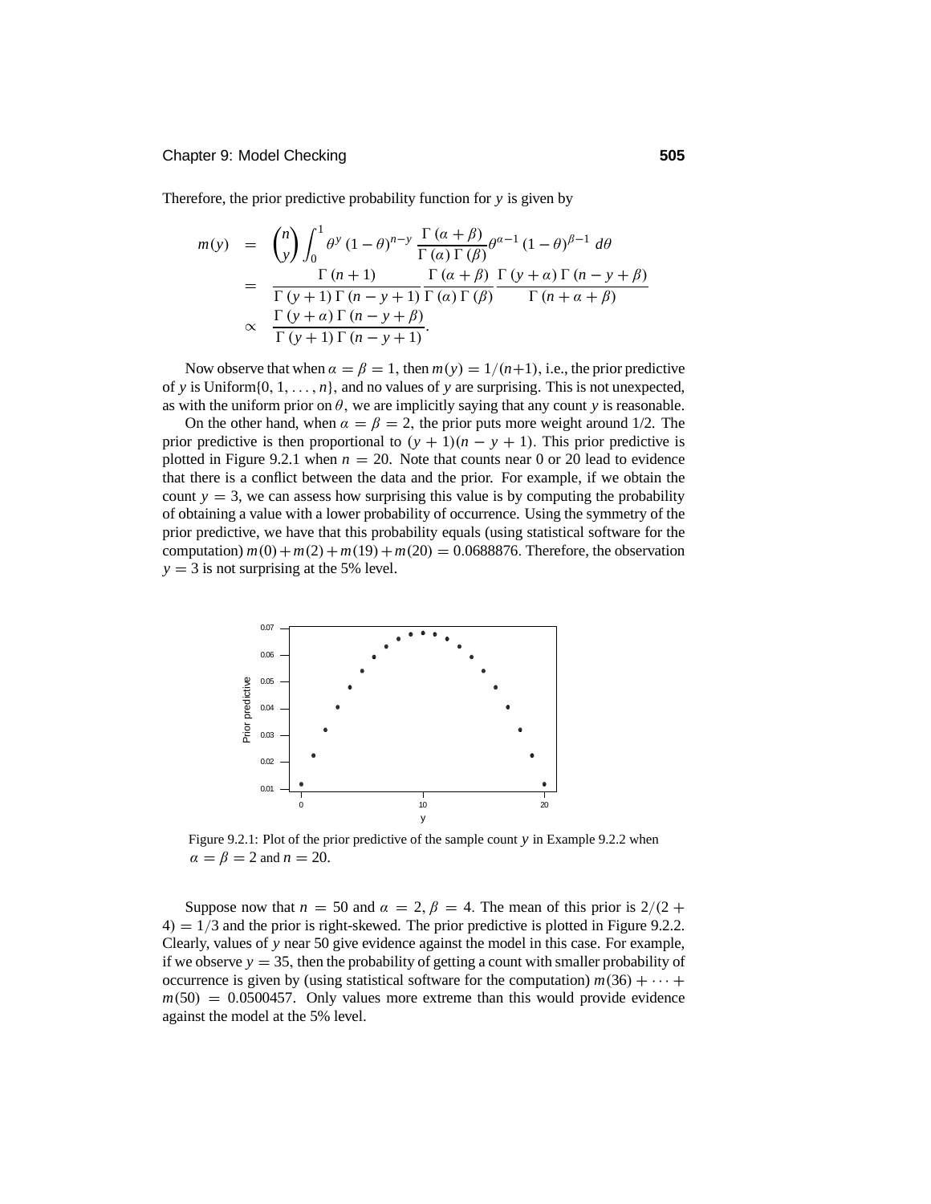Therefore, the prior predictive probability function for $y$ is given by

$$
\begin{aligned}
m(y) &= \binom{n}{y} \int_0^1 \theta^y (1-\theta)^{n-y} \frac{\Gamma(\alpha+\beta)}{\Gamma(\alpha)\Gamma(\beta)} \theta^{\alpha-1} (1-\theta)^{\beta-1} \, d\theta \\
&= \frac{\Gamma(n+1)}{\Gamma(y+1)\Gamma(n-y+1)} \frac{\Gamma(\alpha+\beta)}{\Gamma(\alpha)\Gamma(\beta)} \frac{\Gamma(y+\alpha)\Gamma(n-y+\beta)}{\Gamma(n+\alpha+\beta)} \\
&\propto \frac{\Gamma(y+\alpha)\Gamma(n-y+\beta)}{\Gamma(y+1)\Gamma(n-y+1)}.
\end{aligned}
$$

Now observe that when $\alpha = \beta = 1$, then $m(y) = 1/(n+1)$, i.e., the prior predictive of $y$ is Uniform$\{0, 1, \ldots, n\}$, and no values of $y$ are surprising. This is not unexpected, as with the uniform prior on $\theta$, we are implicitly saying that any count $y$ is reasonable.

On the other hand, when $\alpha = \beta = 2$, the prior puts more weight around 1/2. The prior predictive is then proportional to $(y+1)(n-y+1)$. This prior predictive is plotted in Figure 9.2.1 when $n = 20$. Note that counts near 0 or 20 lead to evidence that there is a conflict between the data and the prior. For example, if we obtain the count $y = 3$, we can assess how surprising this value is by computing the probability of obtaining a value with a lower probability of occurrence. Using the symmetry of the prior predictive, we have that this probability equals (using statistical software for the computation) $m(0) + m(2) + m(19) + m(20) = 0.0688876$. Therefore, the observation $y = 3$ is not surprising at the 5% level.

Figure 9.2.1: Plot of the prior predictive of the sample count $y$ in Example 9.2.2 when $\alpha = \beta = 2$ and $n = 20$.

Suppose now that $n = 50$ and $\alpha = 2, \beta = 4$. The mean of this prior is $2/(2+4) = 1/3$ and the prior is right-skewed. The prior predictive is plotted in Figure 9.2.2. Clearly, values of $y$ near 50 give evidence against the model in this case. For example, if we observe $y = 35$, then the probability of getting a count with smaller probability of occurrence is given by (using statistical software for the computation) $m(36) + \cdots + m(50) = 0.0500457$. Only values more extreme than this would provide evidence against the model at the 5% level.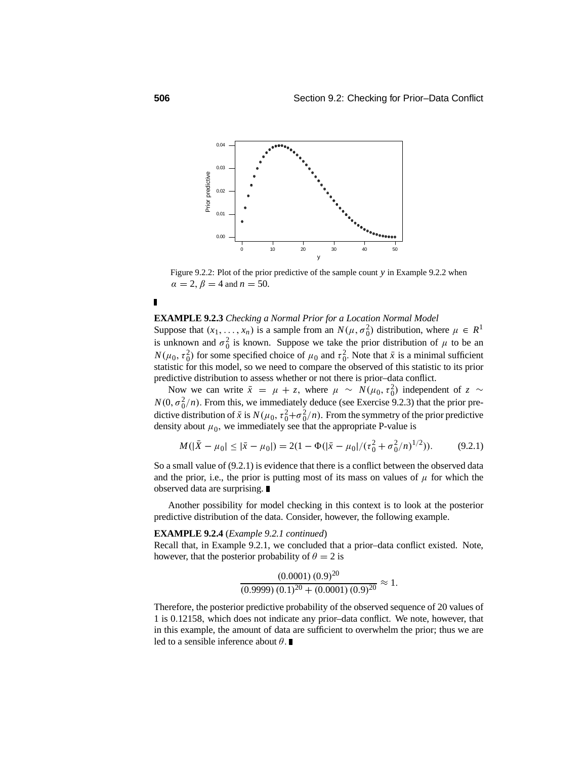Figure 9.2.2: Plot of the prior predictive of the sample count $y$ in Example 9.2.2 when $\alpha = 2, \beta = 4$ and $n = 50$.

■

**EXAMPLE 9.2.3** *Checking a Normal Prior for a Location Normal Model*

Suppose that $(x_1, \ldots, x_n)$ is a sample from an $N(\mu, \sigma_0^2)$ distribution, where $\mu \in R^1$ is unknown and $\sigma_0^2$ is known. Suppose we take the prior distribution of $\mu$ to be an $N(\mu_0, \tau_0^2)$ for some specified choice of $\mu_0$ and $\tau_0^2$. Note that $\bar{x}$ is a minimal sufficient statistic for this model, so we need to compare the observed of this statistic to its prior predictive distribution to assess whether or not there is prior–data conflict.

Now we can write $\bar{x} = \mu + z$, where $\mu \sim N(\mu_0, \tau_0^2)$ independent of $z \sim N(0, \sigma_0^2/n)$. From this, we immediately deduce (see Exercise 9.2.3) that the prior predictive distribution of $\bar{x}$ is $N(\mu_0, \tau_0^2 + \sigma_0^2/n)$. From the symmetry of the prior predictive density about $\mu_0$, we immediately see that the appropriate P-value is

$$M(|\bar{X} - \mu_0| \leq |\bar{x} - \mu_0|) = 2(1 - \Phi(|\bar{x} - \mu_0|/(\tau_0^2 + \sigma_0^2/n)^{1/2})). \tag{9.2.1}$$

So a small value of (9.2.1) is evidence that there is a conflict between the observed data and the prior, i.e., the prior is putting most of its mass on values of $\mu$ for which the observed data are surprising. ■

Another possibility for model checking in this context is to look at the posterior predictive distribution of the data. Consider, however, the following example.

**EXAMPLE 9.2.4** (*Example 9.2.1 continued*)

Recall that, in Example 9.2.1, we concluded that a prior–data conflict existed. Note, however, that the posterior probability of $\theta = 2$ is

$$\frac{(0.0001)\,(0.9)^{20}}{(0.9999)\,(0.1)^{20} + (0.0001)\,(0.9)^{20}} \approx 1.$$

Therefore, the posterior predictive probability of the observed sequence of 20 values of 1 is 0.12158, which does not indicate any prior–data conflict. We note, however, that in this example, the amount of data are sufficient to overwhelm the prior; thus we are led to a sensible inference about $\theta$. ■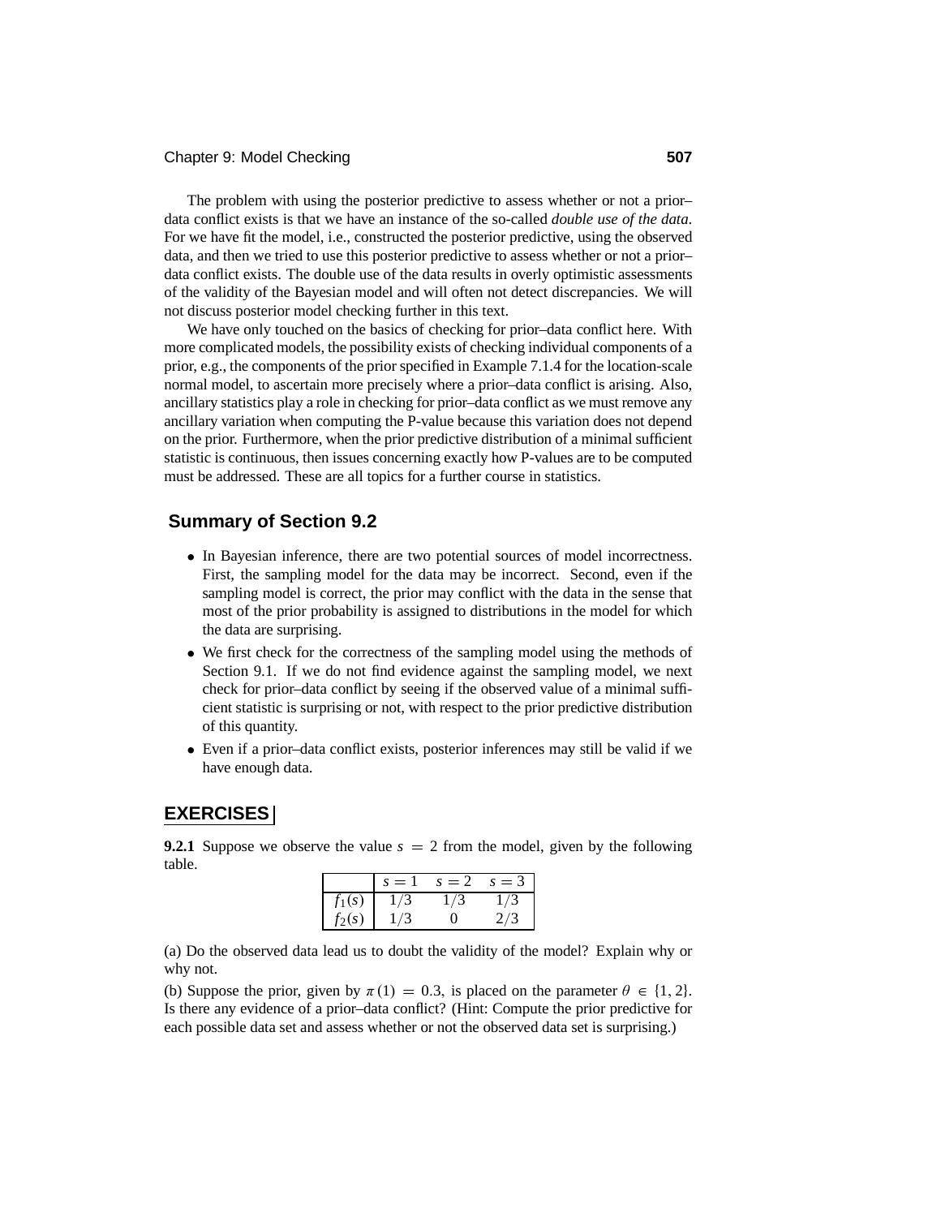The problem with using the posterior predictive to assess whether or not a prior–data conflict exists is that we have an instance of the so-called *double use of the data*. For we have fit the model, i.e., constructed the posterior predictive, using the observed data, and then we tried to use this posterior predictive to assess whether or not a prior–data conflict exists. The double use of the data results in overly optimistic assessments of the validity of the Bayesian model and will often not detect discrepancies. We will not discuss posterior model checking further in this text.

We have only touched on the basics of checking for prior–data conflict here. With more complicated models, the possibility exists of checking individual components of a prior, e.g., the components of the prior specified in Example 7.1.4 for the location-scale normal model, to ascertain more precisely where a prior–data conflict is arising. Also, ancillary statistics play a role in checking for prior–data conflict as we must remove any ancillary variation when computing the P-value because this variation does not depend on the prior. Furthermore, when the prior predictive distribution of a minimal sufficient statistic is continuous, then issues concerning exactly how P-values are to be computed must be addressed. These are all topics for a further course in statistics.

## Summary of Section 9.2

- In Bayesian inference, there are two potential sources of model incorrectness. First, the sampling model for the data may be incorrect. Second, even if the sampling model is correct, the prior may conflict with the data in the sense that most of the prior probability is assigned to distributions in the model for which the data are surprising.
- We first check for the correctness of the sampling model using the methods of Section 9.1. If we do not find evidence against the sampling model, we next check for prior–data conflict by seeing if the observed value of a minimal sufficient statistic is surprising or not, with respect to the prior predictive distribution of this quantity.
- Even if a prior–data conflict exists, posterior inferences may still be valid if we have enough data.

## EXERCISES

**9.2.1** Suppose we observe the value $s = 2$ from the model, given by the following table.

| | $s = 1$ | $s = 2$ | $s = 3$ |
|---|---|---|---|
| $f_1(s)$ | $1/3$ | $1/3$ | $1/3$ |
| $f_2(s)$ | $1/3$ | $0$ | $2/3$ |

(a) Do the observed data lead us to doubt the validity of the model? Explain why or why not.

(b) Suppose the prior, given by $\pi(1) = 0.3$, is placed on the parameter $\theta \in \{1, 2\}$. Is there any evidence of a prior–data conflict? (Hint: Compute the prior predictive for each possible data set and assess whether or not the observed data set is surprising.)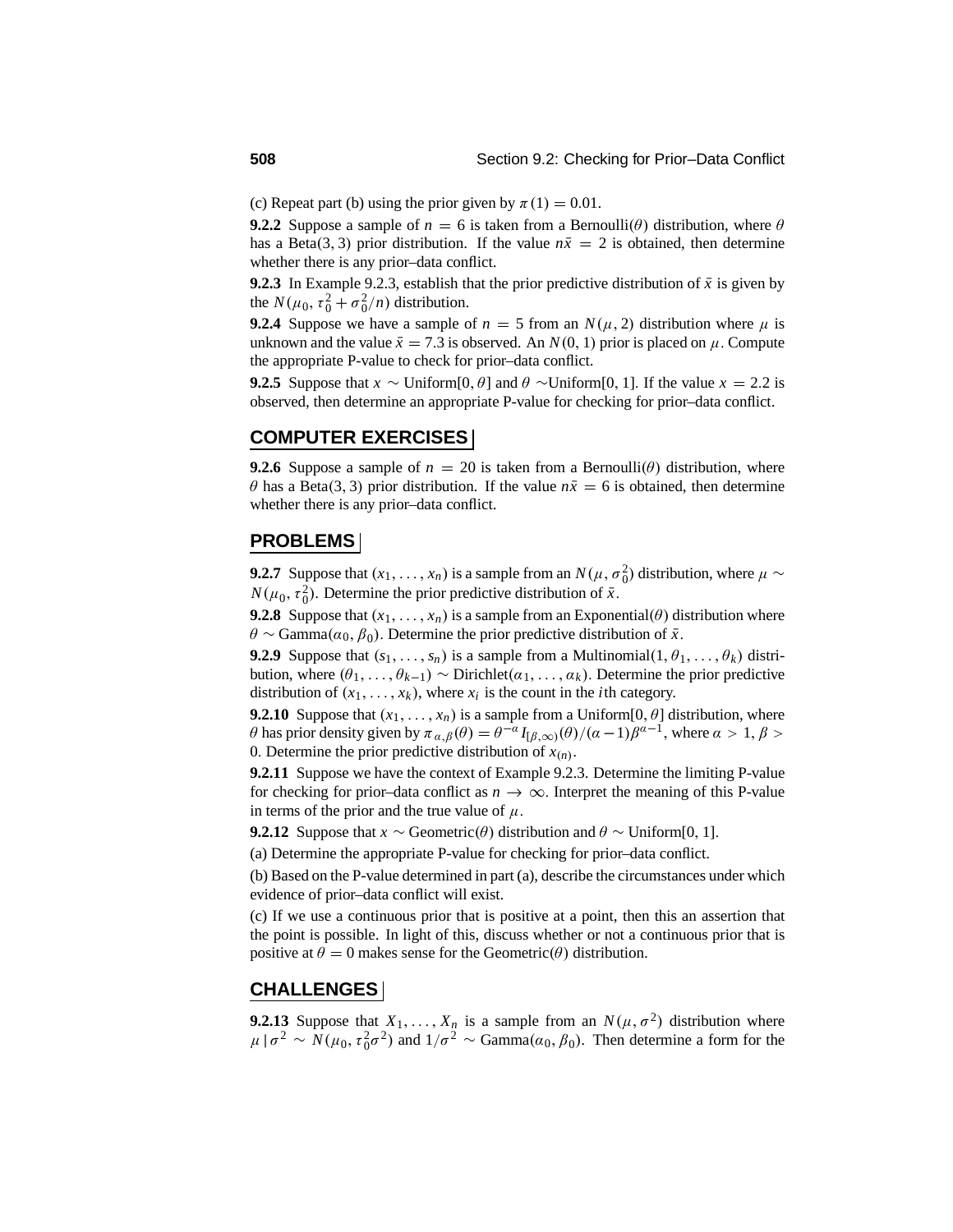(c) Repeat part (b) using the prior given by $\pi(1) = 0.01$.

**9.2.2** Suppose a sample of $n = 6$ is taken from a Bernoulli($\theta$) distribution, where $\theta$ has a Beta(3, 3) prior distribution. If the value $n\bar{x} = 2$ is obtained, then determine whether there is any prior–data conflict.

**9.2.3** In Example 9.2.3, establish that the prior predictive distribution of $\bar{x}$ is given by the $N(\mu_0, \tau_0^2 + \sigma_0^2/n)$ distribution.

**9.2.4** Suppose we have a sample of $n = 5$ from an $N(\mu, 2)$ distribution where $\mu$ is unknown and the value $\bar{x} = 7.3$ is observed. An $N(0, 1)$ prior is placed on $\mu$. Compute the appropriate P-value to check for prior–data conflict.

**9.2.5** Suppose that $x \sim$ Uniform$[0, \theta]$ and $\theta \sim$Uniform$[0, 1]$. If the value $x = 2.2$ is observed, then determine an appropriate P-value for checking for prior–data conflict.

## COMPUTER EXERCISES

**9.2.6** Suppose a sample of $n = 20$ is taken from a Bernoulli($\theta$) distribution, where $\theta$ has a Beta(3, 3) prior distribution. If the value $n\bar{x} = 6$ is obtained, then determine whether there is any prior–data conflict.

## PROBLEMS

**9.2.7** Suppose that $(x_1, \ldots, x_n)$ is a sample from an $N(\mu, \sigma_0^2)$ distribution, where $\mu \sim N(\mu_0, \tau_0^2)$. Determine the prior predictive distribution of $\bar{x}$.

**9.2.8** Suppose that $(x_1, \ldots, x_n)$ is a sample from an Exponential($\theta$) distribution where $\theta \sim$ Gamma$(\alpha_0, \beta_0)$. Determine the prior predictive distribution of $\bar{x}$.

**9.2.9** Suppose that $(s_1, \ldots, s_n)$ is a sample from a Multinomial$(1, \theta_1, \ldots, \theta_k)$ distribution, where $(\theta_1, \ldots, \theta_{k-1}) \sim$ Dirichlet$(\alpha_1, \ldots, \alpha_k)$. Determine the prior predictive distribution of $(x_1, \ldots, x_k)$, where $x_i$ is the count in the $i$th category.

**9.2.10** Suppose that $(x_1, \ldots, x_n)$ is a sample from a Uniform$[0, \theta]$ distribution, where $\theta$ has prior density given by $\pi_{\alpha,\beta}(\theta) = \theta^{-\alpha} I_{[\beta,\infty)}(\theta)/(\alpha - 1)\beta^{\alpha-1}$, where $\alpha > 1$, $\beta > 0$. Determine the prior predictive distribution of $x_{(n)}$.

**9.2.11** Suppose we have the context of Example 9.2.3. Determine the limiting P-value for checking for prior–data conflict as $n \to \infty$. Interpret the meaning of this P-value in terms of the prior and the true value of $\mu$.

**9.2.12** Suppose that $x \sim$ Geometric($\theta$) distribution and $\theta \sim$ Uniform$[0, 1]$.

(a) Determine the appropriate P-value for checking for prior–data conflict.

(b) Based on the P-value determined in part (a), describe the circumstances under which evidence of prior–data conflict will exist.

(c) If we use a continuous prior that is positive at a point, then this an assertion that the point is possible. In light of this, discuss whether or not a continuous prior that is positive at $\theta = 0$ makes sense for the Geometric($\theta$) distribution.

## CHALLENGES

**9.2.13** Suppose that $X_1, \ldots, X_n$ is a sample from an $N(\mu, \sigma^2)$ distribution where $\mu \,|\, \sigma^2 \sim N(\mu_0, \tau_0^2\sigma^2)$ and $1/\sigma^2 \sim$ Gamma$(\alpha_0, \beta_0)$. Then determine a form for the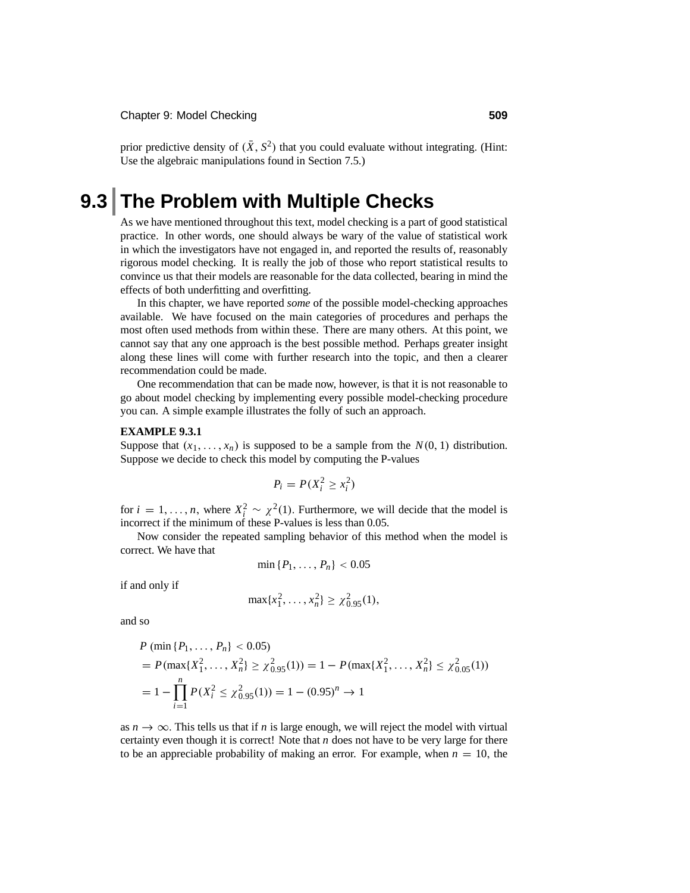prior predictive density of $(\bar{X}, S^2)$ that you could evaluate without integrating. (Hint: Use the algebraic manipulations found in Section 7.5.)

# 9.3 The Problem with Multiple Checks

As we have mentioned throughout this text, model checking is a part of good statistical practice. In other words, one should always be wary of the value of statistical work in which the investigators have not engaged in, and reported the results of, reasonably rigorous model checking. It is really the job of those who report statistical results to convince us that their models are reasonable for the data collected, bearing in mind the effects of both underfitting and overfitting.

In this chapter, we have reported *some* of the possible model-checking approaches available. We have focused on the main categories of procedures and perhaps the most often used methods from within these. There are many others. At this point, we cannot say that any one approach is the best possible method. Perhaps greater insight along these lines will come with further research into the topic, and then a clearer recommendation could be made.

One recommendation that can be made now, however, is that it is not reasonable to go about model checking by implementing every possible model-checking procedure you can. A simple example illustrates the folly of such an approach.

**EXAMPLE 9.3.1**

Suppose that $(x_1, \ldots, x_n)$ is supposed to be a sample from the $N(0, 1)$ distribution. Suppose we decide to check this model by computing the P-values

$$P_i = P(X_i^2 \geq x_i^2)$$

for $i = 1, \ldots, n$, where $X_i^2 \sim \chi^2(1)$. Furthermore, we will decide that the model is incorrect if the minimum of these P-values is less than 0.05.

Now consider the repeated sampling behavior of this method when the model is correct. We have that

$$\min\{P_1, \ldots, P_n\} < 0.05$$

if and only if

$$\max\{x_1^2, \ldots, x_n^2\} \geq \chi^2_{0.95}(1),$$

and so

$$\begin{aligned}
&P\left(\min\{P_1, \ldots, P_n\} < 0.05\right) \\
&= P(\max\{X_1^2, \ldots, X_n^2\} \geq \chi^2_{0.95}(1)) = 1 - P(\max\{X_1^2, \ldots, X_n^2\} \leq \chi^2_{0.05}(1)) \\
&= 1 - \prod_{i=1}^{n} P(X_i^2 \leq \chi^2_{0.95}(1)) = 1 - (0.95)^n \to 1
\end{aligned}$$

as $n \to \infty$. This tells us that if $n$ is large enough, we will reject the model with virtual certainty even though it is correct! Note that $n$ does not have to be very large for there to be an appreciable probability of making an error. For example, when $n = 10$, the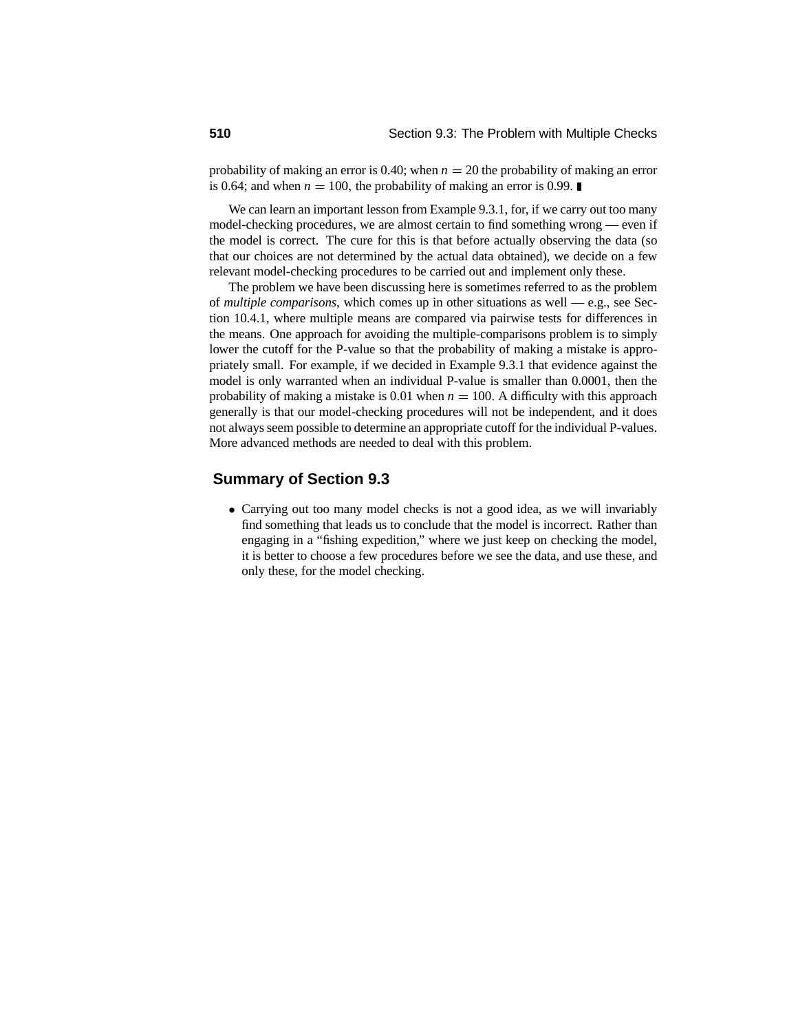probability of making an error is 0.40; when $n = 20$ the probability of making an error is 0.64; and when $n = 100$, the probability of making an error is 0.99. ∎

We can learn an important lesson from Example 9.3.1, for, if we carry out too many model-checking procedures, we are almost certain to find something wrong — even if the model is correct. The cure for this is that before actually observing the data (so that our choices are not determined by the actual data obtained), we decide on a few relevant model-checking procedures to be carried out and implement only these.

The problem we have been discussing here is sometimes referred to as the problem of *multiple comparisons*, which comes up in other situations as well — e.g., see Section 10.4.1, where multiple means are compared via pairwise tests for differences in the means. One approach for avoiding the multiple-comparisons problem is to simply lower the cutoff for the P-value so that the probability of making a mistake is appropriately small. For example, if we decided in Example 9.3.1 that evidence against the model is only warranted when an individual P-value is smaller than 0.0001, then the probability of making a mistake is 0.01 when $n = 100$. A difficulty with this approach generally is that our model-checking procedures will not be independent, and it does not always seem possible to determine an appropriate cutoff for the individual P-values. More advanced methods are needed to deal with this problem.

## Summary of Section 9.3

- Carrying out too many model checks is not a good idea, as we will invariably find something that leads us to conclude that the model is incorrect. Rather than engaging in a "fishing expedition," where we just keep on checking the model, it is better to choose a few procedures before we see the data, and use these, and only these, for the model checking.